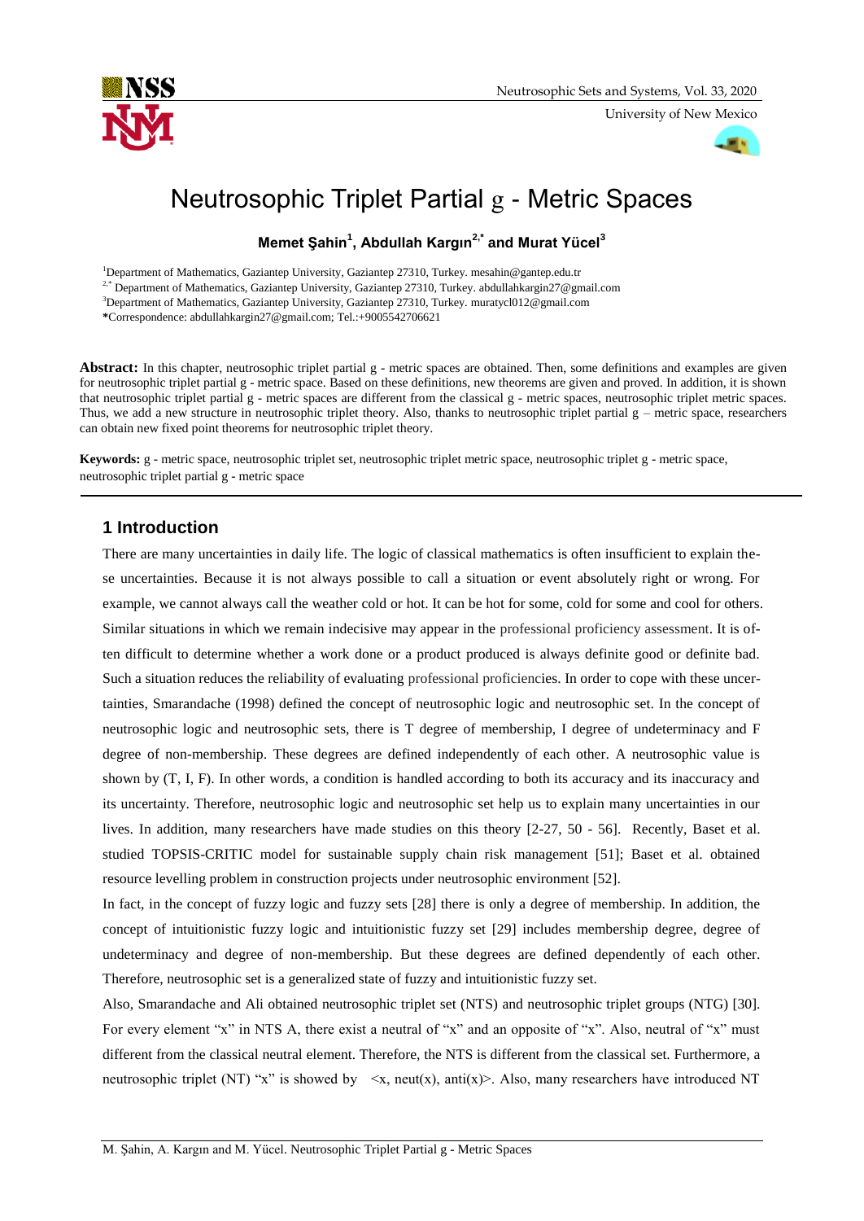# Neutrosophic Triplet Partial g - Metric Spaces

**Memet Şahin[1], Abdullah Kargın[2,*] and Murat Yücel[3]**

[1]Department of Mathematics, Gaziantep University, Gaziantep 27310, Turkey. mesahin@gantep.edu.tr

[2,*] Department of Mathematics, Gaziantep University, Gaziantep 27310, Turkey. abdullahkargin27@gmail.com

[3]Department of Mathematics, Gaziantep University, Gaziantep 27310, Turkey. muratycl012@gmail.com

**\***Correspondence: abdullahkargin27@gmail.com; Tel.:+9005542706621

**Abstract:** In this chapter, neutrosophic triplet partial g - metric spaces are obtained. Then, some definitions and examples are given for neutrosophic triplet partial g - metric space. Based on these definitions, new theorems are given and proved. In addition, it is shown that neutrosophic triplet partial g - metric spaces are different from the classical g - metric spaces, neutrosophic triplet metric spaces. Thus, we add a new structure in neutrosophic triplet theory. Also, thanks to neutrosophic triplet partial g – metric space, researchers can obtain new fixed point theorems for neutrosophic triplet theory.

**Keywords:** g - metric space, neutrosophic triplet set, neutrosophic triplet metric space, neutrosophic triplet g - metric space, neutrosophic triplet partial g - metric space

## 1 Introduction

There are many uncertainties in daily life. The logic of classical mathematics is often insufficient to explain these uncertainties. Because it is not always possible to call a situation or event absolutely right or wrong. For example, we cannot always call the weather cold or hot. It can be hot for some, cold for some and cool for others. Similar situations in which we remain indecisive may appear in the professional proficiency assessment. It is often difficult to determine whether a work done or a product produced is always definite good or definite bad. Such a situation reduces the reliability of evaluating professional proficiencies. In order to cope with these uncertainties, Smarandache (1998) defined the concept of neutrosophic logic and neutrosophic set. In the concept of neutrosophic logic and neutrosophic sets, there is T degree of membership, I degree of undeterminacy and F degree of non-membership. These degrees are defined independently of each other. A neutrosophic value is shown by (T, I, F). In other words, a condition is handled according to both its accuracy and its inaccuracy and its uncertainty. Therefore, neutrosophic logic and neutrosophic set help us to explain many uncertainties in our lives. In addition, many researchers have made studies on this theory [2-27, 50 - 56]. Recently, Baset et al. studied TOPSIS-CRITIC model for sustainable supply chain risk management [51]; Baset et al. obtained resource levelling problem in construction projects under neutrosophic environment [52].

In fact, in the concept of fuzzy logic and fuzzy sets [28] there is only a degree of membership. In addition, the concept of intuitionistic fuzzy logic and intuitionistic fuzzy set [29] includes membership degree, degree of undeterminacy and degree of non-membership. But these degrees are defined dependently of each other. Therefore, neutrosophic set is a generalized state of fuzzy and intuitionistic fuzzy set.

Also, Smarandache and Ali obtained neutrosophic triplet set (NTS) and neutrosophic triplet groups (NTG) [30]. For every element "x" in NTS A, there exist a neutral of "x" and an opposite of "x". Also, neutral of "x" must different from the classical neutral element. Therefore, the NTS is different from the classical set. Furthermore, a neutrosophic triplet (NT) "x" is showed by <x, neut(x), anti(x)>. Also, many researchers have introduced NT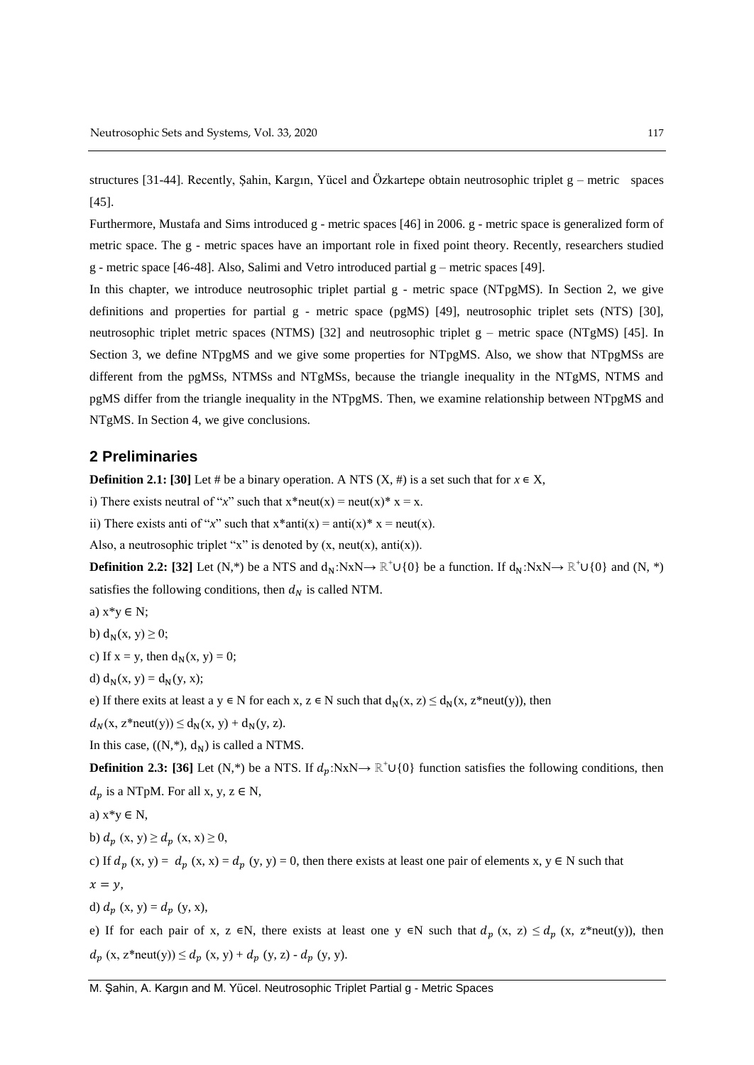structures [31-44]. Recently, Şahin, Kargın, Yücel and Özkartepe obtain neutrosophic triplet g – metric spaces [45].

Furthermore, Mustafa and Sims introduced g - metric spaces [46] in 2006. g - metric space is generalized form of metric space. The g - metric spaces have an important role in fixed point theory. Recently, researchers studied g - metric space [46-48]. Also, Salimi and Vetro introduced partial g – metric spaces [49].

In this chapter, we introduce neutrosophic triplet partial g - metric space (NTpgMS). In Section 2, we give definitions and properties for partial g - metric space (pgMS) [49], neutrosophic triplet sets (NTS) [30], neutrosophic triplet metric spaces (NTMS) [32] and neutrosophic triplet g – metric space (NTgMS) [45]. In Section 3, we define NTpgMS and we give some properties for NTpgMS. Also, we show that NTpgMSs are different from the pgMSs, NTMSs and NTgMSs, because the triangle inequality in the NTgMS, NTMS and pgMS differ from the triangle inequality in the NTpgMS. Then, we examine relationship between NTpgMS and NTgMS. In Section 4, we give conclusions.

## 2 Preliminaries

**Definition 2.1: [30]** Let # be a binary operation. A NTS (X, #) is a set such that for $x \in X$,

i) There exists neutral of "$x$" such that x*neut(x) = neut(x)* x = x.

ii) There exists anti of "$x$" such that x*anti(x) = anti(x)* x = neut(x).

Also, a neutrosophic triplet "x" is denoted by (x, neut(x), anti(x)).

**Definition 2.2: [32]** Let (N,*) be a NTS and $d_N$:NxN→ $\mathbb{R}^+\cup\{0\}$ be a function. If $d_N$:NxN→ $\mathbb{R}^+\cup\{0\}$ and (N, *) satisfies the following conditions, then $d_N$ is called NTM.

a) x*y ∈ N;

b) $d_N(x, y) \geq 0$;

c) If x = y, then $d_N(x, y) = 0$;

d) $d_N(x, y) = d_N(y, x)$;

e) If there exits at least a y ∈ N for each x, z ∈ N such that $d_N(x, z) \leq d_N(x, z*neut(y))$, then

$d_N(x, z*neut(y)) \leq d_N(x, y) + d_N(y, z)$.

In this case, ((N,*), $d_N$) is called a NTMS.

**Definition 2.3: [36]** Let (N,*) be a NTS. If $d_p$:NxN→ $\mathbb{R}^+\cup\{0\}$ function satisfies the following conditions, then $d_p$ is a NTpM. For all x, y, z ∈ N,

a) x*y ∈ N,

b) $d_p(x, y) \geq d_p(x, x) \geq 0$,

c) If $d_p(x, y) = d_p(x, x) = d_p(y, y) = 0$, then there exists at least one pair of elements x, y ∈ N such that $x = y$,

d) $d_p(x, y) = d_p(y, x)$,

e) If for each pair of x, z ∈N, there exists at least one y ∈N such that $d_p(x, z) \leq d_p(x, z*neut(y))$, then $d_p(x, z*neut(y)) \leq d_p(x, y) + d_p(y, z) - d_p(y, y)$.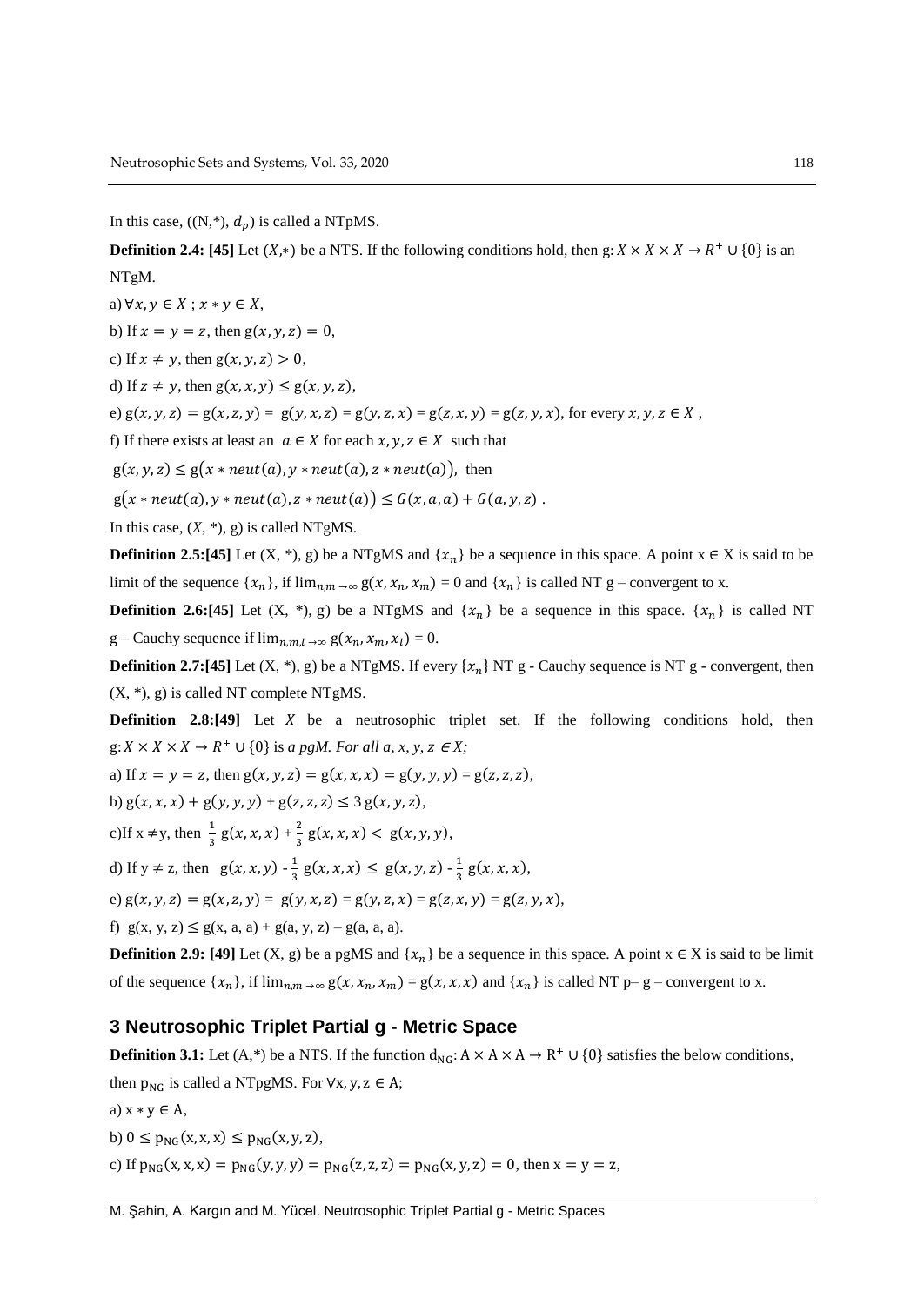In this case, ((N,*), $d_p$) is called a NTpMS.

**Definition 2.4: [45]** Let $(X,*)$ be a NTS. If the following conditions hold, then $g: X \times X \times X \to R^+ \cup \{0\}$ is an NTgM.

a) $\forall x, y \in X$ ; $x * y \in X$,

b) If $x = y = z$, then $g(x, y, z) = 0$,

c) If $x \neq y$, then $g(x, y, z) > 0$,

d) If $z \neq y$, then $g(x, x, y) \leq g(x, y, z)$,

e) $g(x, y, z) = g(x, z, y) = g(y, x, z) = g(y, z, x) = g(z, x, y) = g(z, y, x)$, for every $x, y, z \in X$ ,

f) If there exists at least an $a \in X$ for each $x, y, z \in X$ such that

$g(x, y, z) \leq g(x * neut(a), y * neut(a), z * neut(a))$, then

$g(x * neut(a), y * neut(a), z * neut(a)) \leq G(x, a, a) + G(a, y, z)$ .

In this case, $(X, *)$, g) is called NTgMS.

**Definition 2.5:[45]** Let (X, *), g) be a NTgMS and $\{x_n\}$ be a sequence in this space. A point $x \in X$ is said to be limit of the sequence $\{x_n\}$, if $\lim_{n,m \to \infty} g(x, x_n, x_m) = 0$ and $\{x_n\}$ is called NT g – convergent to x.

**Definition 2.6:[45]** Let (X, *), g) be a NTgMS and $\{x_n\}$ be a sequence in this space. $\{x_n\}$ is called NT g – Cauchy sequence if $\lim_{n,m,l \to \infty} g(x_n, x_m, x_l) = 0$.

**Definition 2.7:[45]** Let (X, *), g) be a NTgMS. If every $\{x_n\}$ NT g - Cauchy sequence is NT g - convergent, then (X, *), g) is called NT complete NTgMS.

**Definition 2.8:[49]** Let $X$ be a neutrosophic triplet set. If the following conditions hold, then $g: X \times X \times X \to R^+ \cup \{0\}$ is *a pgM. For all a, x, y, z* $\in X$;

a) If $x = y = z$, then $g(x, y, z) = g(x, x, x) = g(y, y, y) = g(z, z, z)$,

b) $g(x, x, x) + g(y, y, y) + g(z, z, z) \leq 3\, g(x, y, z)$,

c) If $x \neq y$, then $\frac{1}{3}\, g(x, x, x) + \frac{2}{3}\, g(x, x, x) < g(x, y, y)$,

d) If $y \neq z$, then $g(x, x, y) - \frac{1}{3}\, g(x, x, x) \leq g(x, y, z) - \frac{1}{3}\, g(x, x, x)$,

e) $g(x, y, z) = g(x, z, y) = g(y, x, z) = g(y, z, x) = g(z, x, y) = g(z, y, x)$,

f) $g(x, y, z) \leq g(x, a, a) + g(a, y, z) - g(a, a, a)$.

**Definition 2.9: [49]** Let (X, g) be a pgMS and $\{x_n\}$ be a sequence in this space. A point $x \in X$ is said to be limit of the sequence $\{x_n\}$, if $\lim_{n,m \to \infty} g(x, x_n, x_m) = g(x, x, x)$ and $\{x_n\}$ is called NT p– g – convergent to x.

## 3 Neutrosophic Triplet Partial g - Metric Space

**Definition 3.1:** Let (A,*) be a NTS. If the function $d_{NG}: A \times A \times A \to R^+ \cup \{0\}$ satisfies the below conditions, then $p_{NG}$ is called a NTpgMS. For $\forall x, y, z \in A$;

a) $x * y \in A$,

b) $0 \leq p_{NG}(x, x, x) \leq p_{NG}(x, y, z)$,

c) If $p_{NG}(x, x, x) = p_{NG}(y, y, y) = p_{NG}(z, z, z) = p_{NG}(x, y, z) = 0$, then $x = y = z$,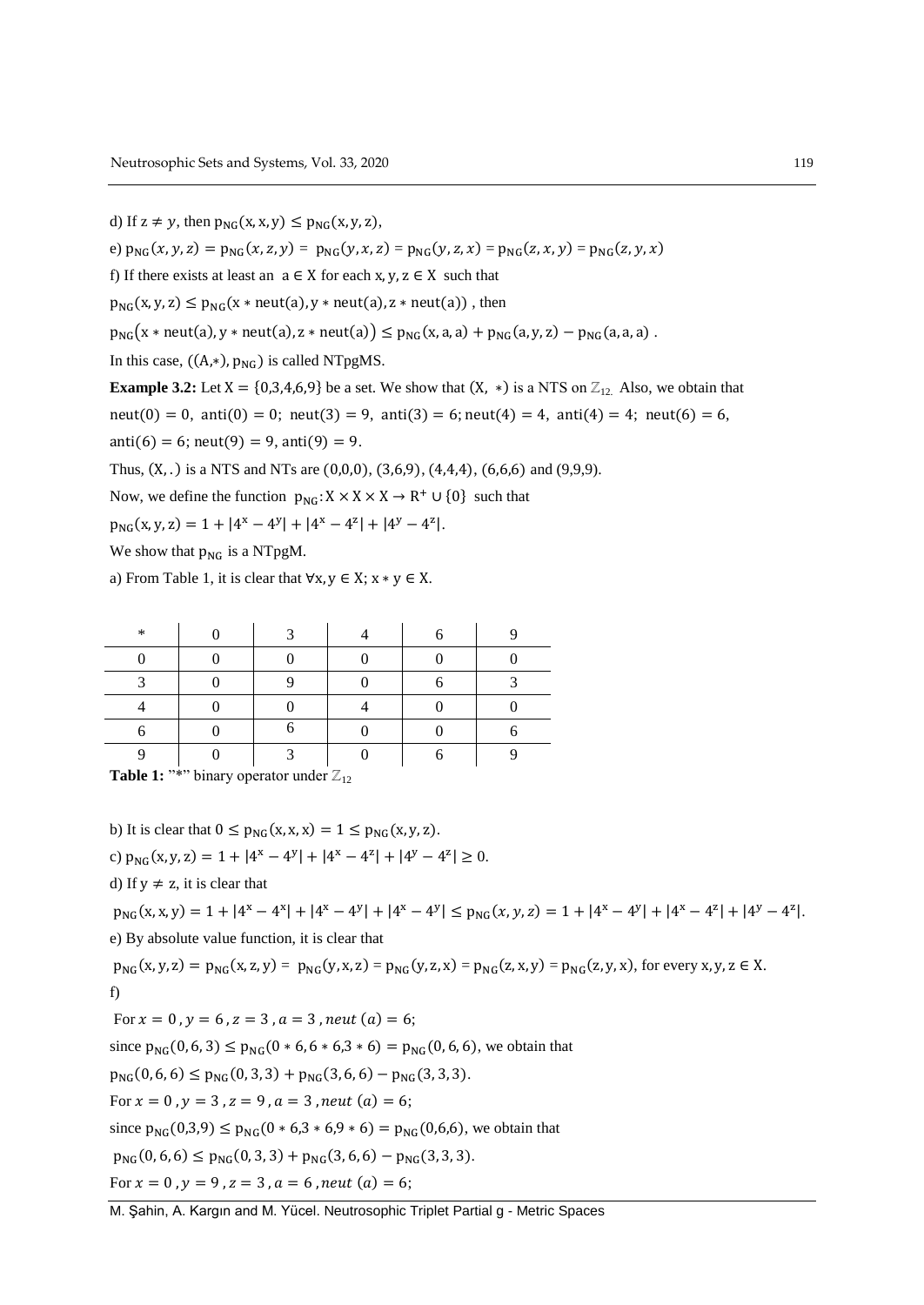d) If $z \neq y$, then $p_{NG}(x, x, y) \leq p_{NG}(x, y, z)$,

e) $p_{NG}(x, y, z) = p_{NG}(x, z, y) = p_{NG}(y, x, z) = p_{NG}(y, z, x) = p_{NG}(z, x, y) = p_{NG}(z, y, x)$

f) If there exists at least an $a \in X$ for each $x, y, z \in X$ such that

$p_{NG}(x, y, z) \leq p_{NG}(x * neut(a), y * neut(a), z * neut(a))$ , then

$p_{NG}(x * neut(a), y * neut(a), z * neut(a)) \leq p_{NG}(x, a, a) + p_{NG}(a, y, z) - p_{NG}(a, a, a)$ .

In this case, $((A,*), p_{NG})$ is called NTpgMS.

**Example 3.2:** Let $X = \{0,3,4,6,9\}$ be a set. We show that $(X, *)$ is a NTS on $\mathbb{Z}_{12}$. Also, we obtain that $neut(0) = 0$, $anti(0) = 0$; $neut(3) = 9$, $anti(3) = 6$; $neut(4) = 4$, $anti(4) = 4$; $neut(6) = 6$, $anti(6) = 6$; $neut(9) = 9$, $anti(9) = 9$.

Thus, $(X, .)$ is a NTS and NTs are $(0,0,0)$, $(3,6,9)$, $(4,4,4)$, $(6,6,6)$ and $(9,9,9)$.

Now, we define the function $p_{NG}: X \times X \times X \to R^+ \cup \{0\}$ such that

$p_{NG}(x, y, z) = 1 + |4^x - 4^y| + |4^x - 4^z| + |4^y - 4^z|$.

We show that $p_{NG}$ is a NTpgM.

a) From Table 1, it is clear that $\forall x, y \in X$; $x * y \in X$.

| * | 0 | 3 | 4 | 6 | 9 |
|---|---|---|---|---|---|
| 0 | 0 | 0 | 0 | 0 | 0 |
| 3 | 0 | 9 | 0 | 6 | 3 |
| 4 | 0 | 0 | 4 | 0 | 0 |
| 6 | 0 | 6 | 0 | 0 | 6 |
| 9 | 0 | 3 | 0 | 6 | 9 |

**Table 1:** "*" binary operator under $\mathbb{Z}_{12}$

b) It is clear that $0 \leq p_{NG}(x, x, x) = 1 \leq p_{NG}(x, y, z)$.

c) $p_{NG}(x, y, z) = 1 + |4^x - 4^y| + |4^x - 4^z| + |4^y - 4^z| \geq 0$.

d) If $y \neq z$, it is clear that

$p_{NG}(x, x, y) = 1 + |4^x - 4^x| + |4^x - 4^y| + |4^x - 4^y| \leq p_{NG}(x, y, z) = 1 + |4^x - 4^y| + |4^x - 4^z| + |4^y - 4^z|$.

e) By absolute value function, it is clear that

$p_{NG}(x, y, z) = p_{NG}(x, z, y) = p_{NG}(y, x, z) = p_{NG}(y, z, x) = p_{NG}(z, x, y) = p_{NG}(z, y, x)$, for every $x, y, z \in X$.

f)

For $x = 0$, $y = 6$, $z = 3$, $a = 3$, $neut(a) = 6$;

since $p_{NG}(0, 6, 3) \leq p_{NG}(0 * 6, 6 * 6, 3 * 6) = p_{NG}(0, 6, 6)$, we obtain that

$p_{NG}(0, 6, 6) \leq p_{NG}(0, 3, 3) + p_{NG}(3, 6, 6) - p_{NG}(3, 3, 3)$.

For $x = 0$, $y = 3$, $z = 9$, $a = 3$, $neut(a) = 6$;

since $p_{NG}(0,3,9) \leq p_{NG}(0 * 6, 3 * 6, 9 * 6) = p_{NG}(0,6,6)$, we obtain that

$p_{NG}(0, 6, 6) \leq p_{NG}(0, 3, 3) + p_{NG}(3, 6, 6) - p_{NG}(3, 3, 3)$.

For $x = 0$, $y = 9$, $z = 3$, $a = 6$, $neut(a) = 6$;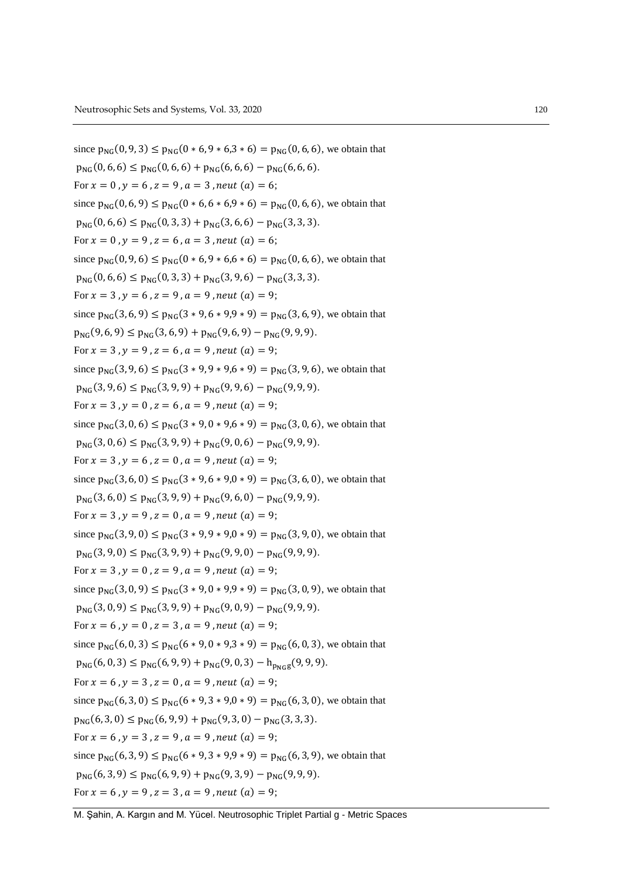since $p_{NG}(0,9,3) \leq p_{NG}(0*6, 9*6, 3*6) = p_{NG}(0,6,6)$, we obtain that

$p_{NG}(0,6,6) \leq p_{NG}(0,6,6) + p_{NG}(6,6,6) - p_{NG}(6,6,6)$.

For $x = 0$, $y = 6$, $z = 9$, $a = 3$, $neut(a) = 6$;

since $p_{NG}(0,6,9) \leq p_{NG}(0*6, 6*6, 9*6) = p_{NG}(0,6,6)$, we obtain that

$p_{NG}(0,6,6) \leq p_{NG}(0,3,3) + p_{NG}(3,6,6) - p_{NG}(3,3,3)$.

For $x = 0$, $y = 9$, $z = 6$, $a = 3$, $neut(a) = 6$;

since $p_{NG}(0,9,6) \leq p_{NG}(0*6, 9*6, 6*6) = p_{NG}(0,6,6)$, we obtain that

$p_{NG}(0,6,6) \leq p_{NG}(0,3,3) + p_{NG}(3,9,6) - p_{NG}(3,3,3)$.

For $x = 3$, $y = 6$, $z = 9$, $a = 9$, $neut(a) = 9$;

since $p_{NG}(3,6,9) \leq p_{NG}(3*9, 6*9, 9*9) = p_{NG}(3,6,9)$, we obtain that

$p_{NG}(9,6,9) \leq p_{NG}(3,6,9) + p_{NG}(9,6,9) - p_{NG}(9,9,9)$.

For $x = 3$, $y = 9$, $z = 6$, $a = 9$, $neut(a) = 9$;

since $p_{NG}(3,9,6) \leq p_{NG}(3*9, 9*9, 6*9) = p_{NG}(3,9,6)$, we obtain that

$p_{NG}(3,9,6) \leq p_{NG}(3,9,9) + p_{NG}(9,9,6) - p_{NG}(9,9,9)$.

For $x = 3$, $y = 0$, $z = 6$, $a = 9$, $neut(a) = 9$;

since $p_{NG}(3,0,6) \leq p_{NG}(3*9, 0*9, 6*9) = p_{NG}(3,0,6)$, we obtain that

$p_{NG}(3,0,6) \leq p_{NG}(3,9,9) + p_{NG}(9,0,6) - p_{NG}(9,9,9)$.

For $x = 3$, $y = 6$, $z = 0$, $a = 9$, $neut(a) = 9$;

since $p_{NG}(3,6,0) \leq p_{NG}(3*9, 6*9, 0*9) = p_{NG}(3,6,0)$, we obtain that

$p_{NG}(3,6,0) \leq p_{NG}(3,9,9) + p_{NG}(9,6,0) - p_{NG}(9,9,9)$.

For $x = 3$, $y = 9$, $z = 0$, $a = 9$, $neut(a) = 9$;

since $p_{NG}(3,9,0) \leq p_{NG}(3*9, 9*9, 0*9) = p_{NG}(3,9,0)$, we obtain that

$p_{NG}(3,9,0) \leq p_{NG}(3,9,9) + p_{NG}(9,9,0) - p_{NG}(9,9,9)$.

For $x = 3$, $y = 0$, $z = 9$, $a = 9$, $neut(a) = 9$;

since $p_{NG}(3,0,9) \leq p_{NG}(3*9, 0*9, 9*9) = p_{NG}(3,0,9)$, we obtain that

$p_{NG}(3,0,9) \leq p_{NG}(3,9,9) + p_{NG}(9,0,9) - p_{NG}(9,9,9)$.

For $x = 6$, $y = 0$, $z = 3$, $a = 9$, $neut(a) = 9$;

since $p_{NG}(6,0,3) \leq p_{NG}(6*9, 0*9, 3*9) = p_{NG}(6,0,3)$, we obtain that

$p_{NG}(6,0,3) \leq p_{NG}(6,9,9) + p_{NG}(9,0,3) - h_{p_{NG}g}(9,9,9)$.

For $x = 6$, $y = 3$, $z = 0$, $a = 9$, $neut(a) = 9$;

since $p_{NG}(6,3,0) \leq p_{NG}(6*9, 3*9, 0*9) = p_{NG}(6,3,0)$, we obtain that

$p_{NG}(6,3,0) \leq p_{NG}(6,9,9) + p_{NG}(9,3,0) - p_{NG}(3,3,3)$.

For $x = 6$, $y = 3$, $z = 9$, $a = 9$, $neut(a) = 9$;

since $p_{NG}(6,3,9) \leq p_{NG}(6*9, 3*9, 9*9) = p_{NG}(6,3,9)$, we obtain that

$p_{NG}(6,3,9) \leq p_{NG}(6,9,9) + p_{NG}(9,3,9) - p_{NG}(9,9,9)$.

For $x = 6$, $y = 9$, $z = 3$, $a = 9$, $neut(a) = 9$;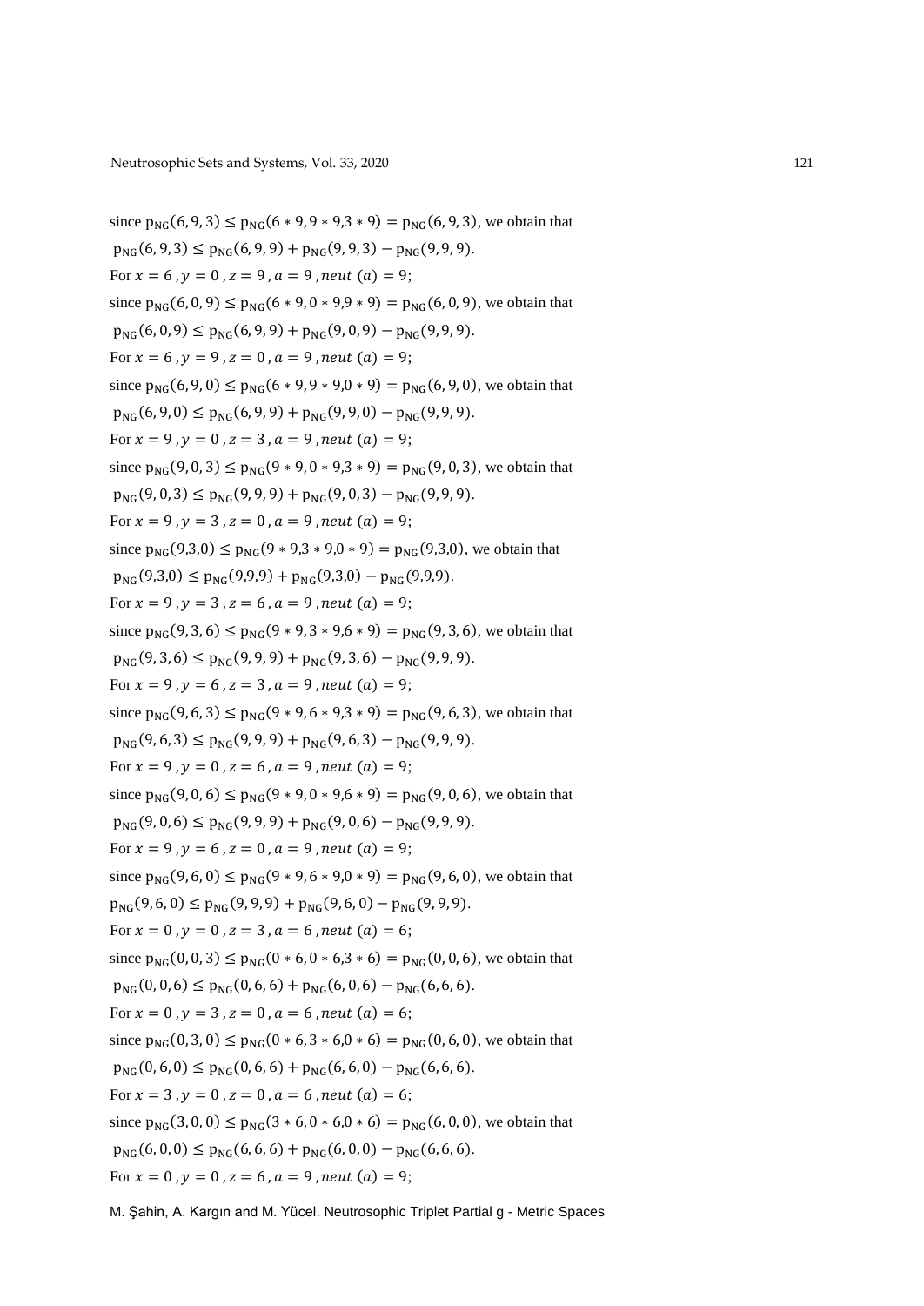since $p_{NG}(6,9,3) \leq p_{NG}(6*9, 9*9, 3*9) = p_{NG}(6,9,3)$, we obtain that

$p_{NG}(6,9,3) \leq p_{NG}(6,9,9) + p_{NG}(9,9,3) - p_{NG}(9,9,9)$.

For $x = 6$, $y = 0$, $z = 9$, $a = 9$, $neut\ (a) = 9$;

since $p_{NG}(6,0,9) \leq p_{NG}(6*9, 0*9, 9*9) = p_{NG}(6,0,9)$, we obtain that

$p_{NG}(6,0,9) \leq p_{NG}(6,9,9) + p_{NG}(9,0,9) - p_{NG}(9,9,9)$.

For $x = 6$, $y = 9$, $z = 0$, $a = 9$, $neut\ (a) = 9$;

since $p_{NG}(6,9,0) \leq p_{NG}(6*9, 9*9, 0*9) = p_{NG}(6,9,0)$, we obtain that

$p_{NG}(6,9,0) \leq p_{NG}(6,9,9) + p_{NG}(9,9,0) - p_{NG}(9,9,9)$.

For $x = 9$, $y = 0$, $z = 3$, $a = 9$, $neut\ (a) = 9$;

since $p_{NG}(9,0,3) \leq p_{NG}(9*9, 0*9, 3*9) = p_{NG}(9,0,3)$, we obtain that

$p_{NG}(9,0,3) \leq p_{NG}(9,9,9) + p_{NG}(9,0,3) - p_{NG}(9,9,9)$.

For $x = 9$, $y = 3$, $z = 0$, $a = 9$, $neut\ (a) = 9$;

since $p_{NG}(9,3,0) \leq p_{NG}(9*9, 3*9, 0*9) = p_{NG}(9,3,0)$, we obtain that

$p_{NG}(9,3,0) \leq p_{NG}(9,9,9) + p_{NG}(9,3,0) - p_{NG}(9,9,9)$.

For $x = 9$, $y = 3$, $z = 6$, $a = 9$, $neut\ (a) = 9$;

since $p_{NG}(9,3,6) \leq p_{NG}(9*9, 3*9, 6*9) = p_{NG}(9,3,6)$, we obtain that

$p_{NG}(9,3,6) \leq p_{NG}(9,9,9) + p_{NG}(9,3,6) - p_{NG}(9,9,9)$.

For $x = 9$, $y = 6$, $z = 3$, $a = 9$, $neut\ (a) = 9$;

since $p_{NG}(9,6,3) \leq p_{NG}(9*9, 6*9, 3*9) = p_{NG}(9,6,3)$, we obtain that

$p_{NG}(9,6,3) \leq p_{NG}(9,9,9) + p_{NG}(9,6,3) - p_{NG}(9,9,9)$.

For $x = 9$, $y = 0$, $z = 6$, $a = 9$, $neut\ (a) = 9$;

since $p_{NG}(9,0,6) \leq p_{NG}(9*9, 0*9, 6*9) = p_{NG}(9,0,6)$, we obtain that

$p_{NG}(9,0,6) \leq p_{NG}(9,9,9) + p_{NG}(9,0,6) - p_{NG}(9,9,9)$.

For $x = 9$, $y = 6$, $z = 0$, $a = 9$, $neut\ (a) = 9$;

since $p_{NG}(9,6,0) \leq p_{NG}(9*9, 6*9, 0*9) = p_{NG}(9,6,0)$, we obtain that

$p_{NG}(9,6,0) \leq p_{NG}(9,9,9) + p_{NG}(9,6,0) - p_{NG}(9,9,9)$.

For $x = 0$, $y = 0$, $z = 3$, $a = 6$, $neut\ (a) = 6$;

since $p_{NG}(0,0,3) \leq p_{NG}(0*6, 0*6, 3*6) = p_{NG}(0,0,6)$, we obtain that

$p_{NG}(0,0,6) \leq p_{NG}(0,6,6) + p_{NG}(6,0,6) - p_{NG}(6,6,6)$.

For $x = 0$, $y = 3$, $z = 0$, $a = 6$, $neut\ (a) = 6$;

since $p_{NG}(0,3,0) \leq p_{NG}(0*6, 3*6, 0*6) = p_{NG}(0,6,0)$, we obtain that

$p_{NG}(0,6,0) \leq p_{NG}(0,6,6) + p_{NG}(6,6,0) - p_{NG}(6,6,6)$.

For $x = 3$, $y = 0$, $z = 0$, $a = 6$, $neut\ (a) = 6$;

since $p_{NG}(3,0,0) \leq p_{NG}(3*6, 0*6, 0*6) = p_{NG}(6,0,0)$, we obtain that

$p_{NG}(6,0,0) \leq p_{NG}(6,6,6) + p_{NG}(6,0,0) - p_{NG}(6,6,6)$.

For $x = 0$, $y = 0$, $z = 6$, $a = 9$, $neut\ (a) = 9$;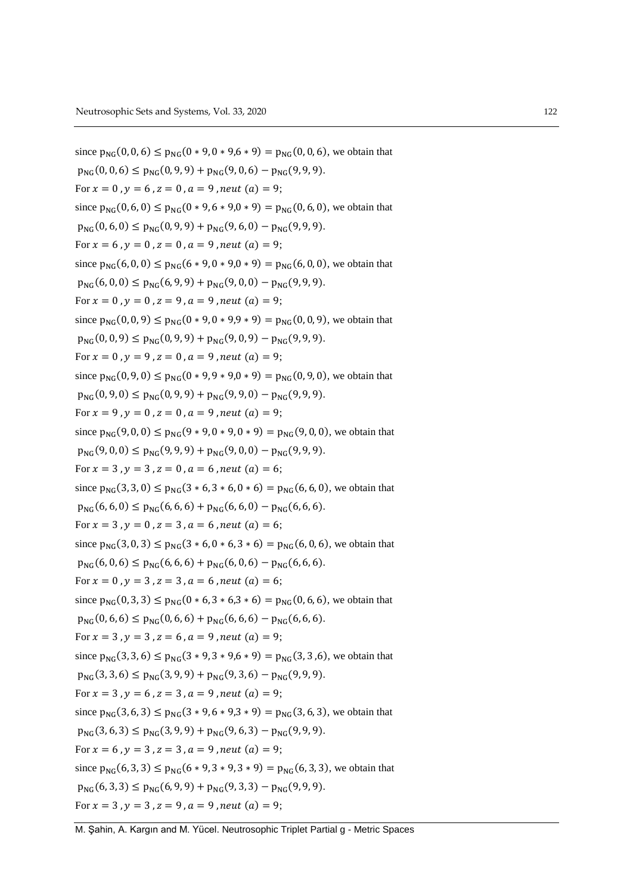since $\mathrm{p_{NG}}(0,0,6) \leq \mathrm{p_{NG}}(0*9, 0*9, 6*9) = \mathrm{p_{NG}}(0,0,6)$, we obtain that

$\mathrm{p_{NG}}(0,0,6) \leq \mathrm{p_{NG}}(0,9,9) + \mathrm{p_{NG}}(9,0,6) - \mathrm{p_{NG}}(9,9,9)$.

For $x = 0$ , $y = 6$ , $z = 0$ , $a = 9$ , $neut\ (a) = 9$;

since $\mathrm{p_{NG}}(0,6,0) \leq \mathrm{p_{NG}}(0*9, 6*9, 0*9) = \mathrm{p_{NG}}(0,6,0)$, we obtain that

$\mathrm{p_{NG}}(0,6,0) \leq \mathrm{p_{NG}}(0,9,9) + \mathrm{p_{NG}}(9,6,0) - \mathrm{p_{NG}}(9,9,9)$.

For $x = 6$ , $y = 0$ , $z = 0$ , $a = 9$ , $neut\ (a) = 9$;

since $\mathrm{p_{NG}}(6,0,0) \leq \mathrm{p_{NG}}(6*9, 0*9, 0*9) = \mathrm{p_{NG}}(6,0,0)$, we obtain that

$\mathrm{p_{NG}}(6,0,0) \leq \mathrm{p_{NG}}(6,9,9) + \mathrm{p_{NG}}(9,0,0) - \mathrm{p_{NG}}(9,9,9)$.

For $x = 0$ , $y = 0$ , $z = 9$ , $a = 9$ , $neut\ (a) = 9$;

since $\mathrm{p_{NG}}(0,0,9) \leq \mathrm{p_{NG}}(0*9, 0*9, 9*9) = \mathrm{p_{NG}}(0,0,9)$, we obtain that

$\mathrm{p_{NG}}(0,0,9) \leq \mathrm{p_{NG}}(0,9,9) + \mathrm{p_{NG}}(9,0,9) - \mathrm{p_{NG}}(9,9,9)$.

For $x = 0$ , $y = 9$ , $z = 0$ , $a = 9$ , $neut\ (a) = 9$;

since $\mathrm{p_{NG}}(0,9,0) \leq \mathrm{p_{NG}}(0*9, 9*9, 0*9) = \mathrm{p_{NG}}(0,9,0)$, we obtain that

$\mathrm{p_{NG}}(0,9,0) \leq \mathrm{p_{NG}}(0,9,9) + \mathrm{p_{NG}}(9,9,0) - \mathrm{p_{NG}}(9,9,9)$.

For $x = 9$ , $y = 0$ , $z = 0$ , $a = 9$ , $neut\ (a) = 9$;

since $\mathrm{p_{NG}}(9,0,0) \leq \mathrm{p_{NG}}(9*9, 0*9, 0*9) = \mathrm{p_{NG}}(9,0,0)$, we obtain that

$\mathrm{p_{NG}}(9,0,0) \leq \mathrm{p_{NG}}(9,9,9) + \mathrm{p_{NG}}(9,0,0) - \mathrm{p_{NG}}(9,9,9)$.

For $x = 3$ , $y = 3$ , $z = 0$ , $a = 6$ , $neut\ (a) = 6$;

since $\mathrm{p_{NG}}(3,3,0) \leq \mathrm{p_{NG}}(3*6, 3*6, 0*6) = \mathrm{p_{NG}}(6,6,0)$, we obtain that

$\mathrm{p_{NG}}(6,6,0) \leq \mathrm{p_{NG}}(6,6,6) + \mathrm{p_{NG}}(6,6,0) - \mathrm{p_{NG}}(6,6,6)$.

For $x = 3$ , $y = 0$ , $z = 3$ , $a = 6$ , $neut\ (a) = 6$;

since $\mathrm{p_{NG}}(3,0,3) \leq \mathrm{p_{NG}}(3*6, 0*6, 3*6) = \mathrm{p_{NG}}(6,0,6)$, we obtain that

$\mathrm{p_{NG}}(6,0,6) \leq \mathrm{p_{NG}}(6,6,6) + \mathrm{p_{NG}}(6,0,6) - \mathrm{p_{NG}}(6,6,6)$.

For $x = 0$ , $y = 3$ , $z = 3$ , $a = 6$ , $neut\ (a) = 6$;

since $\mathrm{p_{NG}}(0,3,3) \leq \mathrm{p_{NG}}(0*6, 3*6, 3*6) = \mathrm{p_{NG}}(0,6,6)$, we obtain that

$\mathrm{p_{NG}}(0,6,6) \leq \mathrm{p_{NG}}(0,6,6) + \mathrm{p_{NG}}(6,6,6) - \mathrm{p_{NG}}(6,6,6)$.

For $x = 3$ , $y = 3$ , $z = 6$ , $a = 9$ , $neut\ (a) = 9$;

since $\mathrm{p_{NG}}(3,3,6) \leq \mathrm{p_{NG}}(3*9, 3*9, 6*9) = \mathrm{p_{NG}}(3,3,6)$, we obtain that

$\mathrm{p_{NG}}(3,3,6) \leq \mathrm{p_{NG}}(3,9,9) + \mathrm{p_{NG}}(9,3,6) - \mathrm{p_{NG}}(9,9,9)$.

For $x = 3$ , $y = 6$ , $z = 3$ , $a = 9$ , $neut\ (a) = 9$;

since $\mathrm{p_{NG}}(3,6,3) \leq \mathrm{p_{NG}}(3*9, 6*9, 3*9) = \mathrm{p_{NG}}(3,6,3)$, we obtain that

$\mathrm{p_{NG}}(3,6,3) \leq \mathrm{p_{NG}}(3,9,9) + \mathrm{p_{NG}}(9,6,3) - \mathrm{p_{NG}}(9,9,9)$.

For $x = 6$ , $y = 3$ , $z = 3$ , $a = 9$ , $neut\ (a) = 9$;

since $\mathrm{p_{NG}}(6,3,3) \leq \mathrm{p_{NG}}(6*9, 3*9, 3*9) = \mathrm{p_{NG}}(6,3,3)$, we obtain that

$\mathrm{p_{NG}}(6,3,3) \leq \mathrm{p_{NG}}(6,9,9) + \mathrm{p_{NG}}(9,3,3) - \mathrm{p_{NG}}(9,9,9)$.

For $x = 3$ , $y = 3$ , $z = 9$ , $a = 9$ , $neut\ (a) = 9$;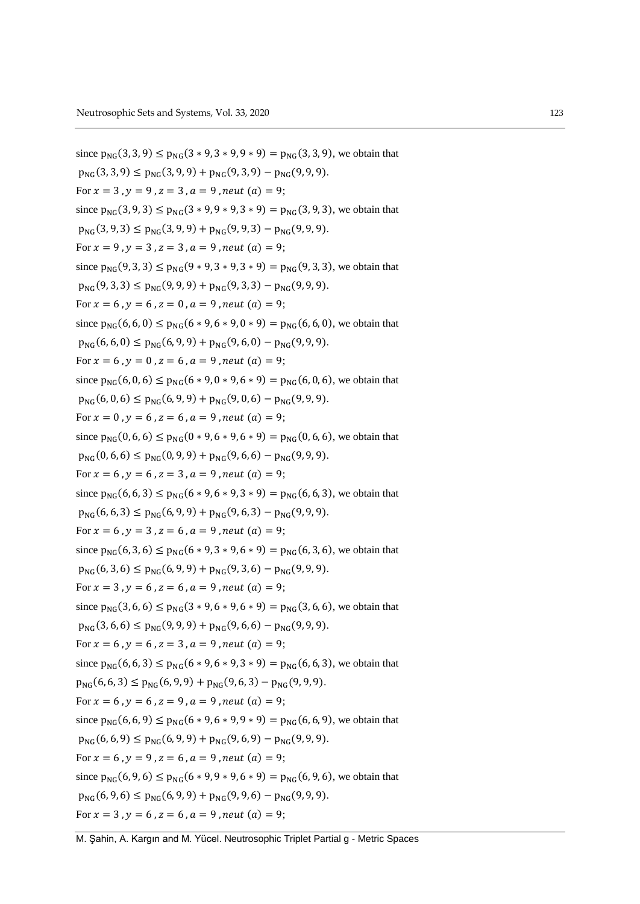since $p_{NG}(3,3,9) \leq p_{NG}(3*9, 3*9, 9*9) = p_{NG}(3,3,9)$, we obtain that

$p_{NG}(3,3,9) \leq p_{NG}(3,9,9) + p_{NG}(9,3,9) - p_{NG}(9,9,9)$.

For $x = 3$, $y = 9$, $z = 3$, $a = 9$, $neut\ (a) = 9$;

since $p_{NG}(3,9,3) \leq p_{NG}(3*9, 9*9, 3*9) = p_{NG}(3,9,3)$, we obtain that

$p_{NG}(3,9,3) \leq p_{NG}(3,9,9) + p_{NG}(9,9,3) - p_{NG}(9,9,9)$.

For $x = 9$, $y = 3$, $z = 3$, $a = 9$, $neut\ (a) = 9$;

since $p_{NG}(9,3,3) \leq p_{NG}(9*9, 3*9, 3*9) = p_{NG}(9,3,3)$, we obtain that

$p_{NG}(9,3,3) \leq p_{NG}(9,9,9) + p_{NG}(9,3,3) - p_{NG}(9,9,9)$.

For $x = 6$, $y = 6$, $z = 0$, $a = 9$, $neut\ (a) = 9$;

since $p_{NG}(6,6,0) \leq p_{NG}(6*9, 6*9, 0*9) = p_{NG}(6,6,0)$, we obtain that

$p_{NG}(6,6,0) \leq p_{NG}(6,9,9) + p_{NG}(9,6,0) - p_{NG}(9,9,9)$.

For $x = 6$, $y = 0$, $z = 6$, $a = 9$, $neut\ (a) = 9$;

since $p_{NG}(6,0,6) \leq p_{NG}(6*9, 0*9, 6*9) = p_{NG}(6,0,6)$, we obtain that

$p_{NG}(6,0,6) \leq p_{NG}(6,9,9) + p_{NG}(9,0,6) - p_{NG}(9,9,9)$.

For $x = 0$, $y = 6$, $z = 6$, $a = 9$, $neut\ (a) = 9$;

since $p_{NG}(0,6,6) \leq p_{NG}(0*9, 6*9, 6*9) = p_{NG}(0,6,6)$, we obtain that

$p_{NG}(0,6,6) \leq p_{NG}(0,9,9) + p_{NG}(9,6,6) - p_{NG}(9,9,9)$.

For $x = 6$, $y = 6$, $z = 3$, $a = 9$, $neut\ (a) = 9$;

since $p_{NG}(6,6,3) \leq p_{NG}(6*9, 6*9, 3*9) = p_{NG}(6,6,3)$, we obtain that

$p_{NG}(6,6,3) \leq p_{NG}(6,9,9) + p_{NG}(9,6,3) - p_{NG}(9,9,9)$.

For $x = 6$, $y = 3$, $z = 6$, $a = 9$, $neut\ (a) = 9$;

since $p_{NG}(6,3,6) \leq p_{NG}(6*9, 3*9, 6*9) = p_{NG}(6,3,6)$, we obtain that

$p_{NG}(6,3,6) \leq p_{NG}(6,9,9) + p_{NG}(9,3,6) - p_{NG}(9,9,9)$.

For $x = 3$, $y = 6$, $z = 6$, $a = 9$, $neut\ (a) = 9$;

since $p_{NG}(3,6,6) \leq p_{NG}(3*9, 6*9, 6*9) = p_{NG}(3,6,6)$, we obtain that

$p_{NG}(3,6,6) \leq p_{NG}(9,9,9) + p_{NG}(9,6,6) - p_{NG}(9,9,9)$.

For $x = 6$, $y = 6$, $z = 3$, $a = 9$, $neut\ (a) = 9$;

since $p_{NG}(6,6,3) \leq p_{NG}(6*9, 6*9, 3*9) = p_{NG}(6,6,3)$, we obtain that

$p_{NG}(6,6,3) \leq p_{NG}(6,9,9) + p_{NG}(9,6,3) - p_{NG}(9,9,9)$.

For $x = 6$, $y = 6$, $z = 9$, $a = 9$, $neut\ (a) = 9$;

since $p_{NG}(6,6,9) \leq p_{NG}(6*9, 6*9, 9*9) = p_{NG}(6,6,9)$, we obtain that

$p_{NG}(6,6,9) \leq p_{NG}(6,9,9) + p_{NG}(9,6,9) - p_{NG}(9,9,9)$.

For $x = 6$, $y = 9$, $z = 6$, $a = 9$, $neut\ (a) = 9$;

since $p_{NG}(6,9,6) \leq p_{NG}(6*9, 9*9, 6*9) = p_{NG}(6,9,6)$, we obtain that

$p_{NG}(6,9,6) \leq p_{NG}(6,9,9) + p_{NG}(9,9,6) - p_{NG}(9,9,9)$.

For $x = 3$, $y = 6$, $z = 6$, $a = 9$, $neut\ (a) = 9$;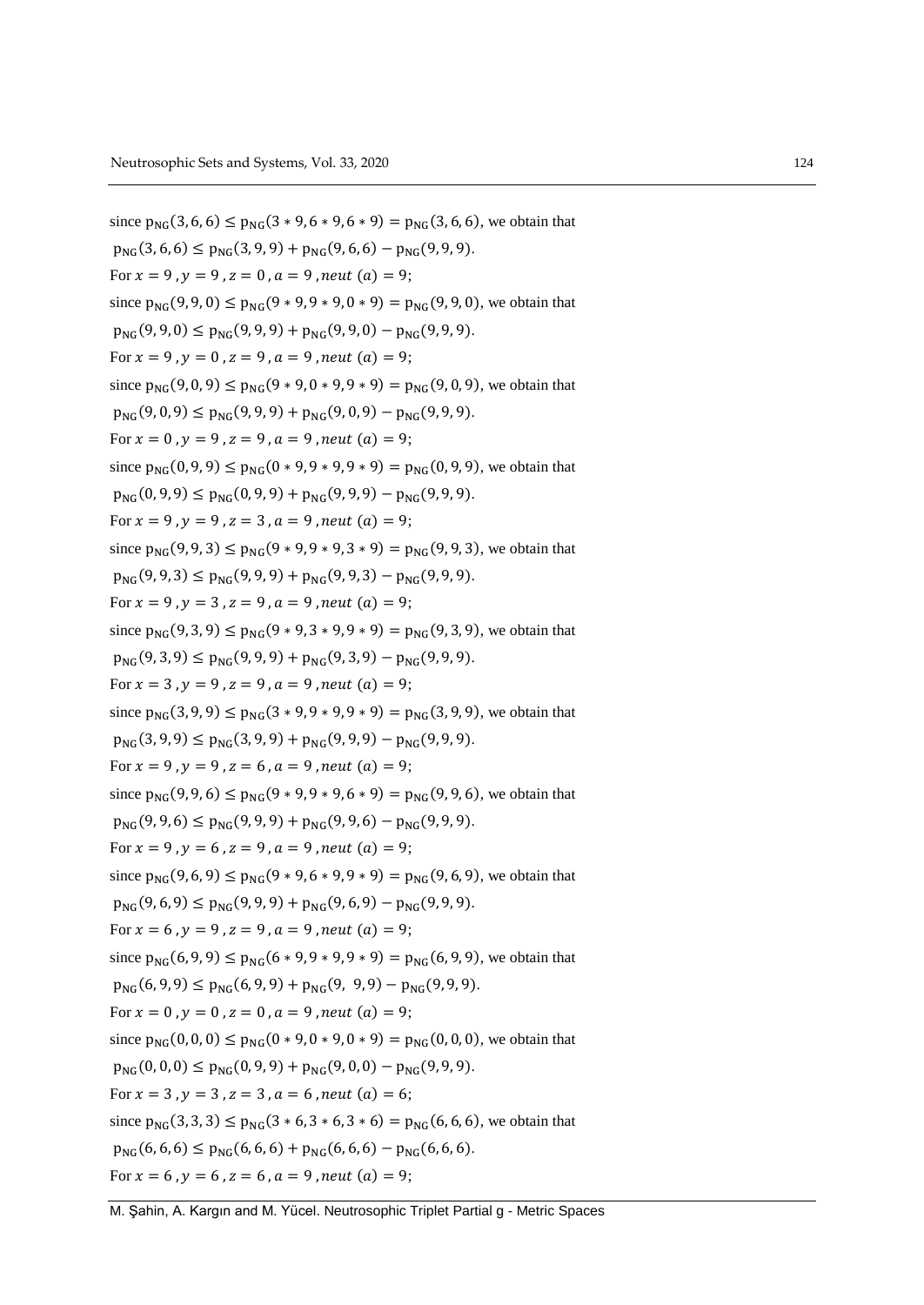since $p_{NG}(3,6,6) \leq p_{NG}(3*9, 6*9, 6*9) = p_{NG}(3,6,6)$, we obtain that

$p_{NG}(3,6,6) \leq p_{NG}(3,9,9) + p_{NG}(9,6,6) - p_{NG}(9,9,9)$.

For $x = 9$, $y = 9$, $z = 0$, $a = 9$, $neut\ (a) = 9$;

since $p_{NG}(9,9,0) \leq p_{NG}(9*9, 9*9, 0*9) = p_{NG}(9,9,0)$, we obtain that

$p_{NG}(9,9,0) \leq p_{NG}(9,9,9) + p_{NG}(9,9,0) - p_{NG}(9,9,9)$.

For $x = 9$, $y = 0$, $z = 9$, $a = 9$, $neut\ (a) = 9$;

since $p_{NG}(9,0,9) \leq p_{NG}(9*9, 0*9, 9*9) = p_{NG}(9,0,9)$, we obtain that

$p_{NG}(9,0,9) \leq p_{NG}(9,9,9) + p_{NG}(9,0,9) - p_{NG}(9,9,9)$.

For $x = 0$, $y = 9$, $z = 9$, $a = 9$, $neut\ (a) = 9$;

since $p_{NG}(0,9,9) \leq p_{NG}(0*9, 9*9, 9*9) = p_{NG}(0,9,9)$, we obtain that

$p_{NG}(0,9,9) \leq p_{NG}(0,9,9) + p_{NG}(9,9,9) - p_{NG}(9,9,9)$.

For $x = 9$, $y = 9$, $z = 3$, $a = 9$, $neut\ (a) = 9$;

since $p_{NG}(9,9,3) \leq p_{NG}(9*9, 9*9, 3*9) = p_{NG}(9,9,3)$, we obtain that

$p_{NG}(9,9,3) \leq p_{NG}(9,9,9) + p_{NG}(9,9,3) - p_{NG}(9,9,9)$.

For $x = 9$, $y = 3$, $z = 9$, $a = 9$, $neut\ (a) = 9$;

since $p_{NG}(9,3,9) \leq p_{NG}(9*9, 3*9, 9*9) = p_{NG}(9,3,9)$, we obtain that

$p_{NG}(9,3,9) \leq p_{NG}(9,9,9) + p_{NG}(9,3,9) - p_{NG}(9,9,9)$.

For $x = 3$, $y = 9$, $z = 9$, $a = 9$, $neut\ (a) = 9$;

since $p_{NG}(3,9,9) \leq p_{NG}(3*9, 9*9, 9*9) = p_{NG}(3,9,9)$, we obtain that

$p_{NG}(3,9,9) \leq p_{NG}(3,9,9) + p_{NG}(9,9,9) - p_{NG}(9,9,9)$.

For $x = 9$, $y = 9$, $z = 6$, $a = 9$, $neut\ (a) = 9$;

since $p_{NG}(9,9,6) \leq p_{NG}(9*9, 9*9, 6*9) = p_{NG}(9,9,6)$, we obtain that

$p_{NG}(9,9,6) \leq p_{NG}(9,9,9) + p_{NG}(9,9,6) - p_{NG}(9,9,9)$.

For $x = 9$, $y = 6$, $z = 9$, $a = 9$, $neut\ (a) = 9$;

since $p_{NG}(9,6,9) \leq p_{NG}(9*9, 6*9, 9*9) = p_{NG}(9,6,9)$, we obtain that

$p_{NG}(9,6,9) \leq p_{NG}(9,9,9) + p_{NG}(9,6,9) - p_{NG}(9,9,9)$.

For $x = 6$, $y = 9$, $z = 9$, $a = 9$, $neut\ (a) = 9$;

since $p_{NG}(6,9,9) \leq p_{NG}(6*9, 9*9, 9*9) = p_{NG}(6,9,9)$, we obtain that

$p_{NG}(6,9,9) \leq p_{NG}(6,9,9) + p_{NG}(9,\ 9,9) - p_{NG}(9,9,9)$.

For $x = 0$, $y = 0$, $z = 0$, $a = 9$, $neut\ (a) = 9$;

since $p_{NG}(0,0,0) \leq p_{NG}(0*9, 0*9, 0*9) = p_{NG}(0,0,0)$, we obtain that

$p_{NG}(0,0,0) \leq p_{NG}(0,9,9) + p_{NG}(9,0,0) - p_{NG}(9,9,9)$.

For $x = 3$, $y = 3$, $z = 3$, $a = 6$, $neut\ (a) = 6$;

since $p_{NG}(3,3,3) \leq p_{NG}(3*6, 3*6, 3*6) = p_{NG}(6,6,6)$, we obtain that

$p_{NG}(6,6,6) \leq p_{NG}(6,6,6) + p_{NG}(6,6,6) - p_{NG}(6,6,6)$.

For $x = 6$, $y = 6$, $z = 6$, $a = 9$, $neut\ (a) = 9$;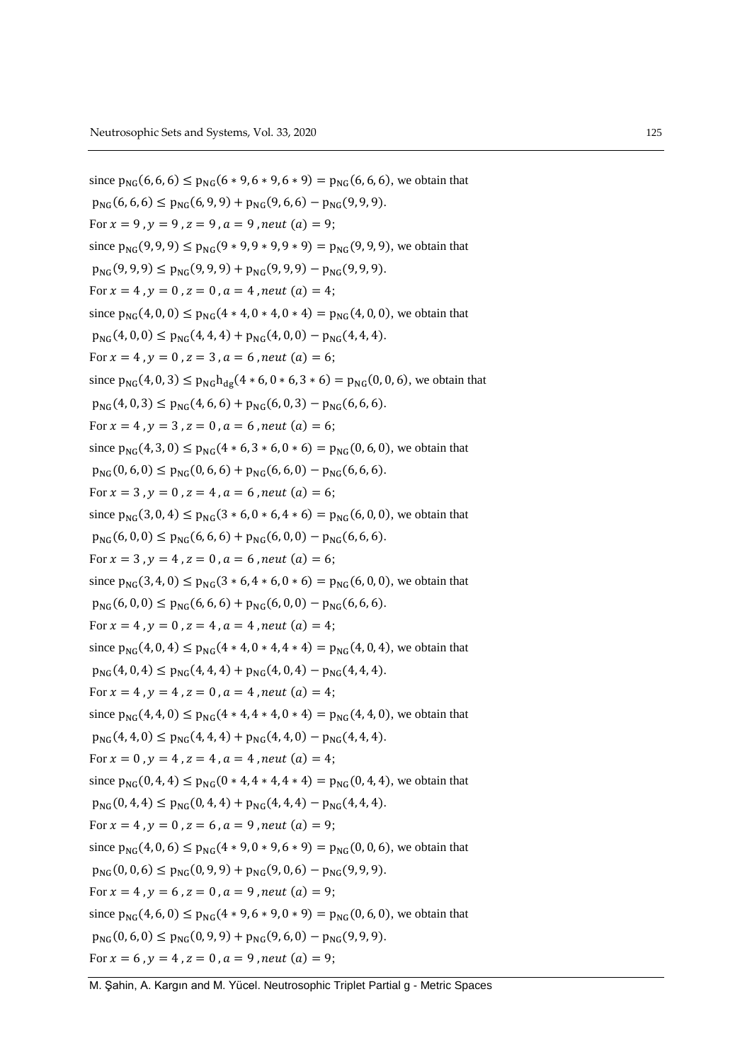since $p_{NG}(6,6,6) \leq p_{NG}(6*9, 6*9, 6*9) = p_{NG}(6,6,6)$, we obtain that

$p_{NG}(6,6,6) \leq p_{NG}(6,9,9) + p_{NG}(9,6,6) - p_{NG}(9,9,9)$.

For $x = 9$, $y = 9$, $z = 9$, $a = 9$, $neut(a) = 9$;

since $p_{NG}(9,9,9) \leq p_{NG}(9*9, 9*9, 9*9) = p_{NG}(9,9,9)$, we obtain that

$p_{NG}(9,9,9) \leq p_{NG}(9,9,9) + p_{NG}(9,9,9) - p_{NG}(9,9,9)$.

For $x = 4$, $y = 0$, $z = 0$, $a = 4$, $neut(a) = 4$;

since $p_{NG}(4,0,0) \leq p_{NG}(4*4, 0*4, 0*4) = p_{NG}(4,0,0)$, we obtain that

$p_{NG}(4,0,0) \leq p_{NG}(4,4,4) + p_{NG}(4,0,0) - p_{NG}(4,4,4)$.

For $x = 4$, $y = 0$, $z = 3$, $a = 6$, $neut(a) = 6$;

since $p_{NG}(4,0,3) \leq p_{NG}h_{dg}(4*6, 0*6, 3*6) = p_{NG}(0,0,6)$, we obtain that

$p_{NG}(4,0,3) \leq p_{NG}(4,6,6) + p_{NG}(6,0,3) - p_{NG}(6,6,6)$.

For $x = 4$, $y = 3$, $z = 0$, $a = 6$, $neut(a) = 6$;

since $p_{NG}(4,3,0) \leq p_{NG}(4*6, 3*6, 0*6) = p_{NG}(0,6,0)$, we obtain that

$p_{NG}(0,6,0) \leq p_{NG}(0,6,6) + p_{NG}(6,6,0) - p_{NG}(6,6,6)$.

For $x = 3$, $y = 0$, $z = 4$, $a = 6$, $neut(a) = 6$;

since $p_{NG}(3,0,4) \leq p_{NG}(3*6, 0*6, 4*6) = p_{NG}(6,0,0)$, we obtain that

$p_{NG}(6,0,0) \leq p_{NG}(6,6,6) + p_{NG}(6,0,0) - p_{NG}(6,6,6)$.

For $x = 3$, $y = 4$, $z = 0$, $a = 6$, $neut(a) = 6$;

since $p_{NG}(3,4,0) \leq p_{NG}(3*6, 4*6, 0*6) = p_{NG}(6,0,0)$, we obtain that

$p_{NG}(6,0,0) \leq p_{NG}(6,6,6) + p_{NG}(6,0,0) - p_{NG}(6,6,6)$.

For $x = 4$, $y = 0$, $z = 4$, $a = 4$, $neut(a) = 4$;

since $p_{NG}(4,0,4) \leq p_{NG}(4*4, 0*4, 4*4) = p_{NG}(4,0,4)$, we obtain that

$p_{NG}(4,0,4) \leq p_{NG}(4,4,4) + p_{NG}(4,0,4) - p_{NG}(4,4,4)$.

For $x = 4$, $y = 4$, $z = 0$, $a = 4$, $neut(a) = 4$;

since $p_{NG}(4,4,0) \leq p_{NG}(4*4, 4*4, 0*4) = p_{NG}(4,4,0)$, we obtain that

$p_{NG}(4,4,0) \leq p_{NG}(4,4,4) + p_{NG}(4,4,0) - p_{NG}(4,4,4)$.

For $x = 0$, $y = 4$, $z = 4$, $a = 4$, $neut(a) = 4$;

since $p_{NG}(0,4,4) \leq p_{NG}(0*4, 4*4, 4*4) = p_{NG}(0,4,4)$, we obtain that

$p_{NG}(0,4,4) \leq p_{NG}(0,4,4) + p_{NG}(4,4,4) - p_{NG}(4,4,4)$.

For $x = 4$, $y = 0$, $z = 6$, $a = 9$, $neut(a) = 9$;

since $p_{NG}(4,0,6) \leq p_{NG}(4*9, 0*9, 6*9) = p_{NG}(0,0,6)$, we obtain that

$p_{NG}(0,0,6) \leq p_{NG}(0,9,9) + p_{NG}(9,0,6) - p_{NG}(9,9,9)$.

For $x = 4$, $y = 6$, $z = 0$, $a = 9$, $neut(a) = 9$;

since $p_{NG}(4,6,0) \leq p_{NG}(4*9, 6*9, 0*9) = p_{NG}(0,6,0)$, we obtain that

$p_{NG}(0,6,0) \leq p_{NG}(0,9,9) + p_{NG}(9,6,0) - p_{NG}(9,9,9)$.

For $x = 6$, $y = 4$, $z = 0$, $a = 9$, $neut(a) = 9$;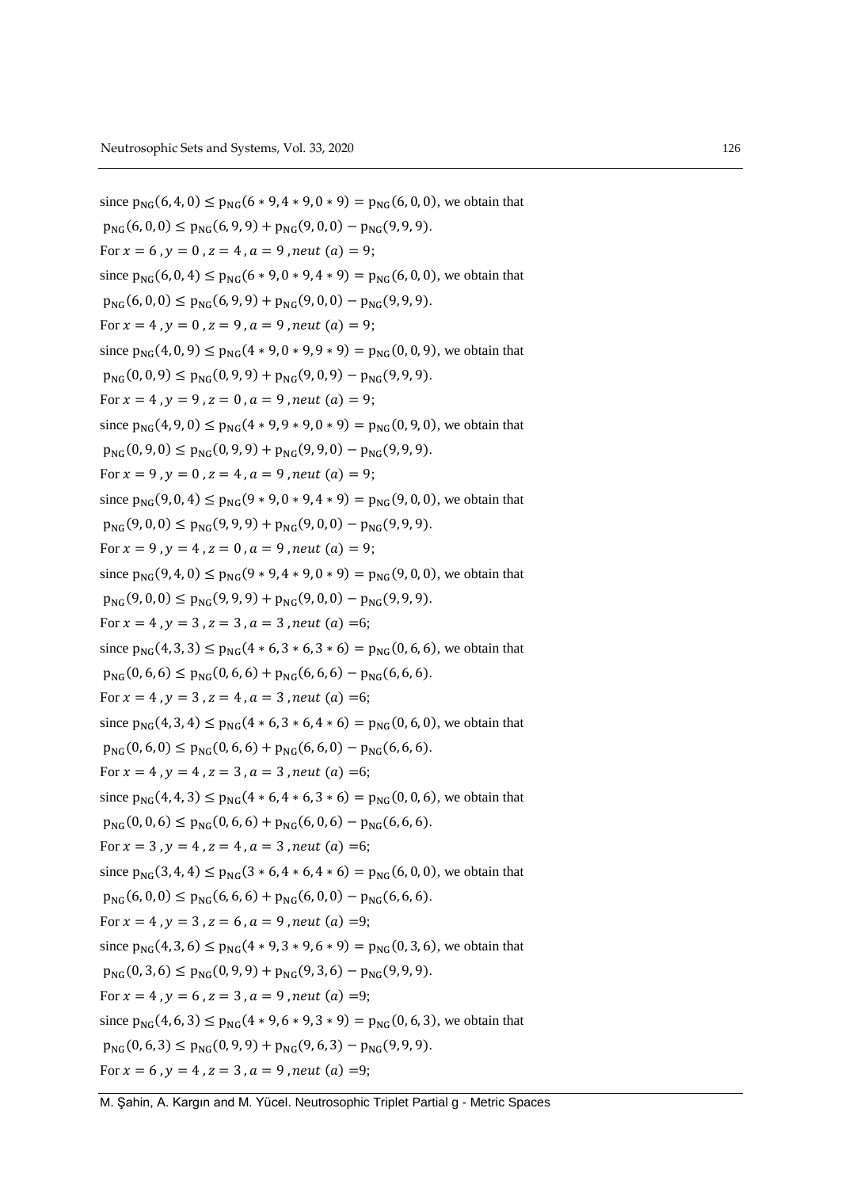since $p_{NG}(6,4,0) \leq p_{NG}(6*9,4*9,0*9) = p_{NG}(6,0,0)$, we obtain that

$p_{NG}(6,0,0) \leq p_{NG}(6,9,9) + p_{NG}(9,0,0) - p_{NG}(9,9,9)$.

For $x = 6$, $y = 0$, $z = 4$, $a = 9$, $neut\ (a) = 9$;

since $p_{NG}(6,0,4) \leq p_{NG}(6*9,0*9,4*9) = p_{NG}(6,0,0)$, we obtain that

$p_{NG}(6,0,0) \leq p_{NG}(6,9,9) + p_{NG}(9,0,0) - p_{NG}(9,9,9)$.

For $x = 4$, $y = 0$, $z = 9$, $a = 9$, $neut\ (a) = 9$;

since $p_{NG}(4,0,9) \leq p_{NG}(4*9,0*9,9*9) = p_{NG}(0,0,9)$, we obtain that

$p_{NG}(0,0,9) \leq p_{NG}(0,9,9) + p_{NG}(9,0,9) - p_{NG}(9,9,9)$.

For $x = 4$, $y = 9$, $z = 0$, $a = 9$, $neut\ (a) = 9$;

since $p_{NG}(4,9,0) \leq p_{NG}(4*9,9*9,0*9) = p_{NG}(0,9,0)$, we obtain that

$p_{NG}(0,9,0) \leq p_{NG}(0,9,9) + p_{NG}(9,9,0) - p_{NG}(9,9,9)$.

For $x = 9$, $y = 0$, $z = 4$, $a = 9$, $neut\ (a) = 9$;

since $p_{NG}(9,0,4) \leq p_{NG}(9*9,0*9,4*9) = p_{NG}(9,0,0)$, we obtain that

$p_{NG}(9,0,0) \leq p_{NG}(9,9,9) + p_{NG}(9,0,0) - p_{NG}(9,9,9)$.

For $x = 9$, $y = 4$, $z = 0$, $a = 9$, $neut\ (a) = 9$;

since $p_{NG}(9,4,0) \leq p_{NG}(9*9,4*9,0*9) = p_{NG}(9,0,0)$, we obtain that

$p_{NG}(9,0,0) \leq p_{NG}(9,9,9) + p_{NG}(9,0,0) - p_{NG}(9,9,9)$.

For $x = 4$, $y = 3$, $z = 3$, $a = 3$, $neut\ (a) = 6$;

since $p_{NG}(4,3,3) \leq p_{NG}(4*6,3*6,3*6) = p_{NG}(0,6,6)$, we obtain that

$p_{NG}(0,6,6) \leq p_{NG}(0,6,6) + p_{NG}(6,6,6) - p_{NG}(6,6,6)$.

For $x = 4$, $y = 3$, $z = 4$, $a = 3$, $neut\ (a) = 6$;

since $p_{NG}(4,3,4) \leq p_{NG}(4*6,3*6,4*6) = p_{NG}(0,6,0)$, we obtain that

$p_{NG}(0,6,0) \leq p_{NG}(0,6,6) + p_{NG}(6,6,0) - p_{NG}(6,6,6)$.

For $x = 4$, $y = 4$, $z = 3$, $a = 3$, $neut\ (a) = 6$;

since $p_{NG}(4,4,3) \leq p_{NG}(4*6,4*6,3*6) = p_{NG}(0,0,6)$, we obtain that

$p_{NG}(0,0,6) \leq p_{NG}(0,6,6) + p_{NG}(6,0,6) - p_{NG}(6,6,6)$.

For $x = 3$, $y = 4$, $z = 4$, $a = 3$, $neut\ (a) = 6$;

since $p_{NG}(3,4,4) \leq p_{NG}(3*6,4*6,4*6) = p_{NG}(6,0,0)$, we obtain that

$p_{NG}(6,0,0) \leq p_{NG}(6,6,6) + p_{NG}(6,0,0) - p_{NG}(6,6,6)$.

For $x = 4$, $y = 3$, $z = 6$, $a = 9$, $neut\ (a) = 9$;

since $p_{NG}(4,3,6) \leq p_{NG}(4*9,3*9,6*9) = p_{NG}(0,3,6)$, we obtain that

$p_{NG}(0,3,6) \leq p_{NG}(0,9,9) + p_{NG}(9,3,6) - p_{NG}(9,9,9)$.

For $x = 4$, $y = 6$, $z = 3$, $a = 9$, $neut\ (a) = 9$;

since $p_{NG}(4,6,3) \leq p_{NG}(4*9,6*9,3*9) = p_{NG}(0,6,3)$, we obtain that

$p_{NG}(0,6,3) \leq p_{NG}(0,9,9) + p_{NG}(9,6,3) - p_{NG}(9,9,9)$.

For $x = 6$, $y = 4$, $z = 3$, $a = 9$, $neut\ (a) = 9$;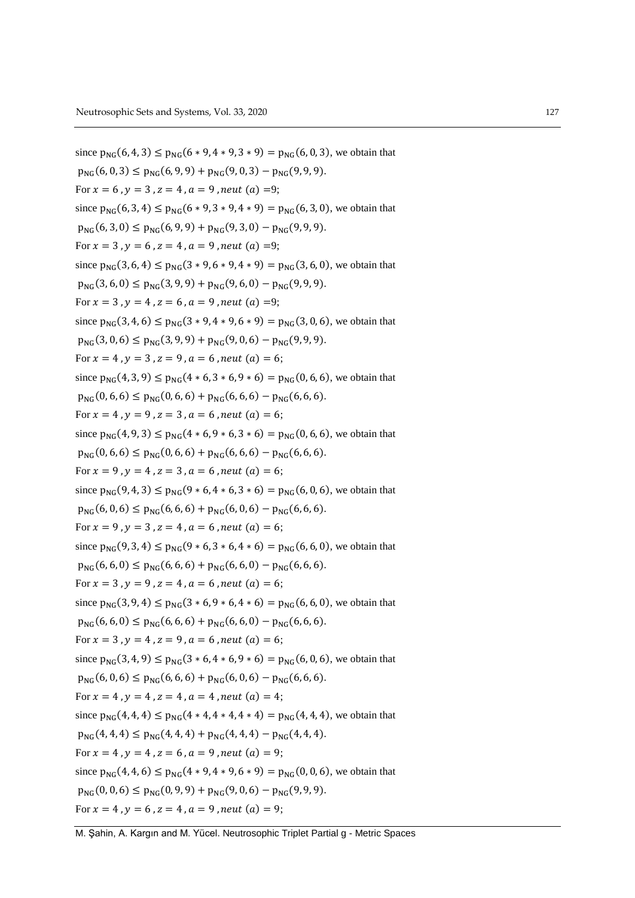since $\mathrm{p_{NG}}(6,4,3) \leq \mathrm{p_{NG}}(6*9,4*9,3*9) = \mathrm{p_{NG}}(6,0,3)$, we obtain that

$\mathrm{p_{NG}}(6,0,3) \leq \mathrm{p_{NG}}(6,9,9) + \mathrm{p_{NG}}(9,0,3) - \mathrm{p_{NG}}(9,9,9)$.

For $x = 6$ , $y = 3$ , $z = 4$ , $a = 9$ , $neut$ $(a)$ =9;

since $\mathrm{p_{NG}}(6,3,4) \leq \mathrm{p_{NG}}(6*9,3*9,4*9) = \mathrm{p_{NG}}(6,3,0)$, we obtain that

$\mathrm{p_{NG}}(6,3,0) \leq \mathrm{p_{NG}}(6,9,9) + \mathrm{p_{NG}}(9,3,0) - \mathrm{p_{NG}}(9,9,9)$.

For $x = 3$ , $y = 6$ , $z = 4$ , $a = 9$ , $neut$ $(a)$ =9;

since $\mathrm{p_{NG}}(3,6,4) \leq \mathrm{p_{NG}}(3*9,6*9,4*9) = \mathrm{p_{NG}}(3,6,0)$, we obtain that

$\mathrm{p_{NG}}(3,6,0) \leq \mathrm{p_{NG}}(3,9,9) + \mathrm{p_{NG}}(9,6,0) - \mathrm{p_{NG}}(9,9,9)$.

For $x = 3$ , $y = 4$ , $z = 6$ , $a = 9$ , $neut$ $(a)$ =9;

since $\mathrm{p_{NG}}(3,4,6) \leq \mathrm{p_{NG}}(3*9,4*9,6*9) = \mathrm{p_{NG}}(3,0,6)$, we obtain that

$\mathrm{p_{NG}}(3,0,6) \leq \mathrm{p_{NG}}(3,9,9) + \mathrm{p_{NG}}(9,0,6) - \mathrm{p_{NG}}(9,9,9)$.

For $x = 4$ , $y = 3$ , $z = 9$ , $a = 6$ , $neut$ $(a) = 6$;

since $\mathrm{p_{NG}}(4,3,9) \leq \mathrm{p_{NG}}(4*6,3*6,9*6) = \mathrm{p_{NG}}(0,6,6)$, we obtain that

$\mathrm{p_{NG}}(0,6,6) \leq \mathrm{p_{NG}}(0,6,6) + \mathrm{p_{NG}}(6,6,6) - \mathrm{p_{NG}}(6,6,6)$.

For $x = 4$ , $y = 9$ , $z = 3$ , $a = 6$ , $neut$ $(a) = 6$;

since $\mathrm{p_{NG}}(4,9,3) \leq \mathrm{p_{NG}}(4*6,9*6,3*6) = \mathrm{p_{NG}}(0,6,6)$, we obtain that

$\mathrm{p_{NG}}(0,6,6) \leq \mathrm{p_{NG}}(0,6,6) + \mathrm{p_{NG}}(6,6,6) - \mathrm{p_{NG}}(6,6,6)$.

For $x = 9$ , $y = 4$ , $z = 3$ , $a = 6$ , $neut$ $(a) = 6$;

since $\mathrm{p_{NG}}(9,4,3) \leq \mathrm{p_{NG}}(9*6,4*6,3*6) = \mathrm{p_{NG}}(6,0,6)$, we obtain that

$\mathrm{p_{NG}}(6,0,6) \leq \mathrm{p_{NG}}(6,6,6) + \mathrm{p_{NG}}(6,0,6) - \mathrm{p_{NG}}(6,6,6)$.

For $x = 9$ , $y = 3$ , $z = 4$ , $a = 6$ , $neut$ $(a) = 6$;

since $\mathrm{p_{NG}}(9,3,4) \leq \mathrm{p_{NG}}(9*6,3*6,4*6) = \mathrm{p_{NG}}(6,6,0)$, we obtain that

$\mathrm{p_{NG}}(6,6,0) \leq \mathrm{p_{NG}}(6,6,6) + \mathrm{p_{NG}}(6,6,0) - \mathrm{p_{NG}}(6,6,6)$.

For $x = 3$ , $y = 9$ , $z = 4$ , $a = 6$ , $neut$ $(a) = 6$;

since $\mathrm{p_{NG}}(3,9,4) \leq \mathrm{p_{NG}}(3*6,9*6,4*6) = \mathrm{p_{NG}}(6,6,0)$, we obtain that

$\mathrm{p_{NG}}(6,6,0) \leq \mathrm{p_{NG}}(6,6,6) + \mathrm{p_{NG}}(6,6,0) - \mathrm{p_{NG}}(6,6,6)$.

For $x = 3$ , $y = 4$ , $z = 9$ , $a = 6$ , $neut$ $(a) = 6$;

since $\mathrm{p_{NG}}(3,4,9) \leq \mathrm{p_{NG}}(3*6,4*6,9*6) = \mathrm{p_{NG}}(6,0,6)$, we obtain that

$\mathrm{p_{NG}}(6,0,6) \leq \mathrm{p_{NG}}(6,6,6) + \mathrm{p_{NG}}(6,0,6) - \mathrm{p_{NG}}(6,6,6)$.

For $x = 4$ , $y = 4$ , $z = 4$ , $a = 4$ , $neut$ $(a) = 4$;

since $\mathrm{p_{NG}}(4,4,4) \leq \mathrm{p_{NG}}(4*4,4*4,4*4) = \mathrm{p_{NG}}(4,4,4)$, we obtain that

$\mathrm{p_{NG}}(4,4,4) \leq \mathrm{p_{NG}}(4,4,4) + \mathrm{p_{NG}}(4,4,4) - \mathrm{p_{NG}}(4,4,4)$.

For $x = 4$ , $y = 4$ , $z = 6$ , $a = 9$ , $neut$ $(a) = 9$;

since $\mathrm{p_{NG}}(4,4,6) \leq \mathrm{p_{NG}}(4*9,4*9,6*9) = \mathrm{p_{NG}}(0,0,6)$, we obtain that

$\mathrm{p_{NG}}(0,0,6) \leq \mathrm{p_{NG}}(0,9,9) + \mathrm{p_{NG}}(9,0,6) - \mathrm{p_{NG}}(9,9,9)$.

For $x = 4$ , $y = 6$ , $z = 4$ , $a = 9$ , $neut$ $(a) = 9$;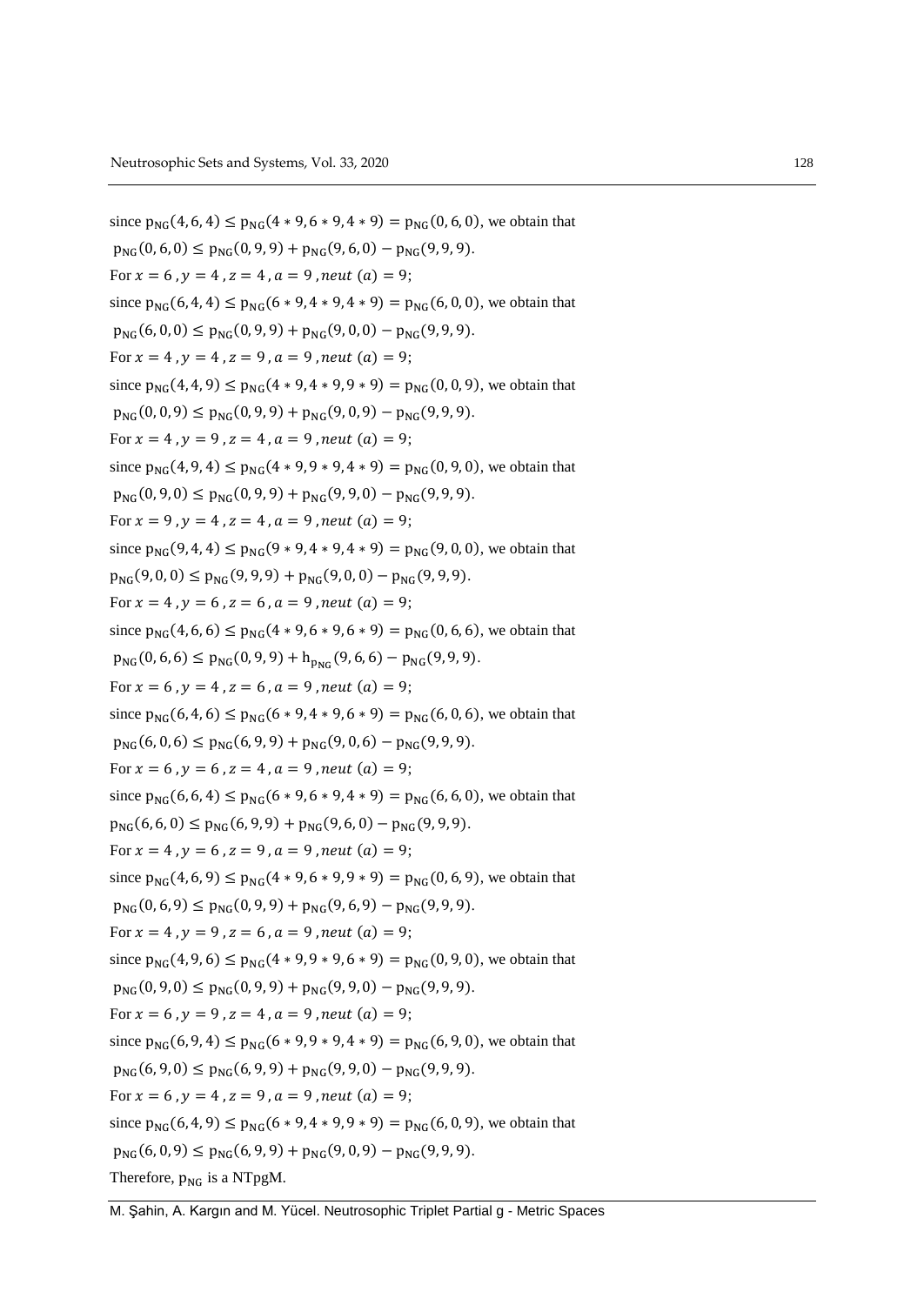since $\mathrm{p_{NG}}(4, 6, 4) \leq \mathrm{p_{NG}}(4 * 9, 6 * 9, 4 * 9) = \mathrm{p_{NG}}(0, 6, 0)$, we obtain that

$\mathrm{p_{NG}}(0, 6, 0) \leq \mathrm{p_{NG}}(0, 9, 9) + \mathrm{p_{NG}}(9, 6, 0) - \mathrm{p_{NG}}(9, 9, 9)$.

For $x = 6$ , $y = 4$ , $z = 4$ , $a = 9$ , $neut\ (a) = 9$;

since $\mathrm{p_{NG}}(6, 4, 4) \leq \mathrm{p_{NG}}(6 * 9, 4 * 9, 4 * 9) = \mathrm{p_{NG}}(6, 0, 0)$, we obtain that

$\mathrm{p_{NG}}(6, 0, 0) \leq \mathrm{p_{NG}}(0, 9, 9) + \mathrm{p_{NG}}(9, 0, 0) - \mathrm{p_{NG}}(9, 9, 9)$.

For $x = 4$ , $y = 4$ , $z = 9$ , $a = 9$ , $neut\ (a) = 9$;

since $\mathrm{p_{NG}}(4, 4, 9) \leq \mathrm{p_{NG}}(4 * 9, 4 * 9, 9 * 9) = \mathrm{p_{NG}}(0, 0, 9)$, we obtain that

$\mathrm{p_{NG}}(0, 0, 9) \leq \mathrm{p_{NG}}(0, 9, 9) + \mathrm{p_{NG}}(9, 0, 9) - \mathrm{p_{NG}}(9, 9, 9)$.

For $x = 4$ , $y = 9$ , $z = 4$ , $a = 9$ , $neut\ (a) = 9$;

since $\mathrm{p_{NG}}(4, 9, 4) \leq \mathrm{p_{NG}}(4 * 9, 9 * 9, 4 * 9) = \mathrm{p_{NG}}(0, 9, 0)$, we obtain that

$\mathrm{p_{NG}}(0, 9, 0) \leq \mathrm{p_{NG}}(0, 9, 9) + \mathrm{p_{NG}}(9, 9, 0) - \mathrm{p_{NG}}(9, 9, 9)$.

For $x = 9$ , $y = 4$ , $z = 4$ , $a = 9$ , $neut\ (a) = 9$;

since $\mathrm{p_{NG}}(9, 4, 4) \leq \mathrm{p_{NG}}(9 * 9, 4 * 9, 4 * 9) = \mathrm{p_{NG}}(9, 0, 0)$, we obtain that

$\mathrm{p_{NG}}(9, 0, 0) \leq \mathrm{p_{NG}}(9, 9, 9) + \mathrm{p_{NG}}(9, 0, 0) - \mathrm{p_{NG}}(9, 9, 9)$.

For $x = 4$ , $y = 6$ , $z = 6$ , $a = 9$ , $neut\ (a) = 9$;

since $\mathrm{p_{NG}}(4, 6, 6) \leq \mathrm{p_{NG}}(4 * 9, 6 * 9, 6 * 9) = \mathrm{p_{NG}}(0, 6, 6)$, we obtain that

$\mathrm{p_{NG}}(0, 6, 6) \leq \mathrm{p_{NG}}(0, 9, 9) + \mathrm{h_{p_{NG}}}(9, 6, 6) - \mathrm{p_{NG}}(9, 9, 9)$.

For $x = 6$ , $y = 4$ , $z = 6$ , $a = 9$ , $neut\ (a) = 9$;

since $\mathrm{p_{NG}}(6, 4, 6) \leq \mathrm{p_{NG}}(6 * 9, 4 * 9, 6 * 9) = \mathrm{p_{NG}}(6, 0, 6)$, we obtain that

$\mathrm{p_{NG}}(6, 0, 6) \leq \mathrm{p_{NG}}(6, 9, 9) + \mathrm{p_{NG}}(9, 0, 6) - \mathrm{p_{NG}}(9, 9, 9)$.

For $x = 6$ , $y = 6$ , $z = 4$ , $a = 9$ , $neut\ (a) = 9$;

since $\mathrm{p_{NG}}(6, 6, 4) \leq \mathrm{p_{NG}}(6 * 9, 6 * 9, 4 * 9) = \mathrm{p_{NG}}(6, 6, 0)$, we obtain that

$\mathrm{p_{NG}}(6, 6, 0) \leq \mathrm{p_{NG}}(6, 9, 9) + \mathrm{p_{NG}}(9, 6, 0) - \mathrm{p_{NG}}(9, 9, 9)$.

For $x = 4$ , $y = 6$ , $z = 9$ , $a = 9$ , $neut\ (a) = 9$;

since $\mathrm{p_{NG}}(4, 6, 9) \leq \mathrm{p_{NG}}(4 * 9, 6 * 9, 9 * 9) = \mathrm{p_{NG}}(0, 6, 9)$, we obtain that

$\mathrm{p_{NG}}(0, 6, 9) \leq \mathrm{p_{NG}}(0, 9, 9) + \mathrm{p_{NG}}(9, 6, 9) - \mathrm{p_{NG}}(9, 9, 9)$.

For $x = 4$ , $y = 9$ , $z = 6$ , $a = 9$ , $neut\ (a) = 9$;

since $\mathrm{p_{NG}}(4, 9, 6) \leq \mathrm{p_{NG}}(4 * 9, 9 * 9, 6 * 9) = \mathrm{p_{NG}}(0, 9, 0)$, we obtain that

$\mathrm{p_{NG}}(0, 9, 0) \leq \mathrm{p_{NG}}(0, 9, 9) + \mathrm{p_{NG}}(9, 9, 0) - \mathrm{p_{NG}}(9, 9, 9)$.

For $x = 6$ , $y = 9$ , $z = 4$ , $a = 9$ , $neut\ (a) = 9$;

since $\mathrm{p_{NG}}(6, 9, 4) \leq \mathrm{p_{NG}}(6 * 9, 9 * 9, 4 * 9) = \mathrm{p_{NG}}(6, 9, 0)$, we obtain that

$\mathrm{p_{NG}}(6, 9, 0) \leq \mathrm{p_{NG}}(6, 9, 9) + \mathrm{p_{NG}}(9, 9, 0) - \mathrm{p_{NG}}(9, 9, 9)$.

For $x = 6$ , $y = 4$ , $z = 9$ , $a = 9$ , $neut\ (a) = 9$;

since $\mathrm{p_{NG}}(6, 4, 9) \leq \mathrm{p_{NG}}(6 * 9, 4 * 9, 9 * 9) = \mathrm{p_{NG}}(6, 0, 9)$, we obtain that

$\mathrm{p_{NG}}(6, 0, 9) \leq \mathrm{p_{NG}}(6, 9, 9) + \mathrm{p_{NG}}(9, 0, 9) - \mathrm{p_{NG}}(9, 9, 9)$.

Therefore, $\mathrm{p_{NG}}$ is a NTpgM.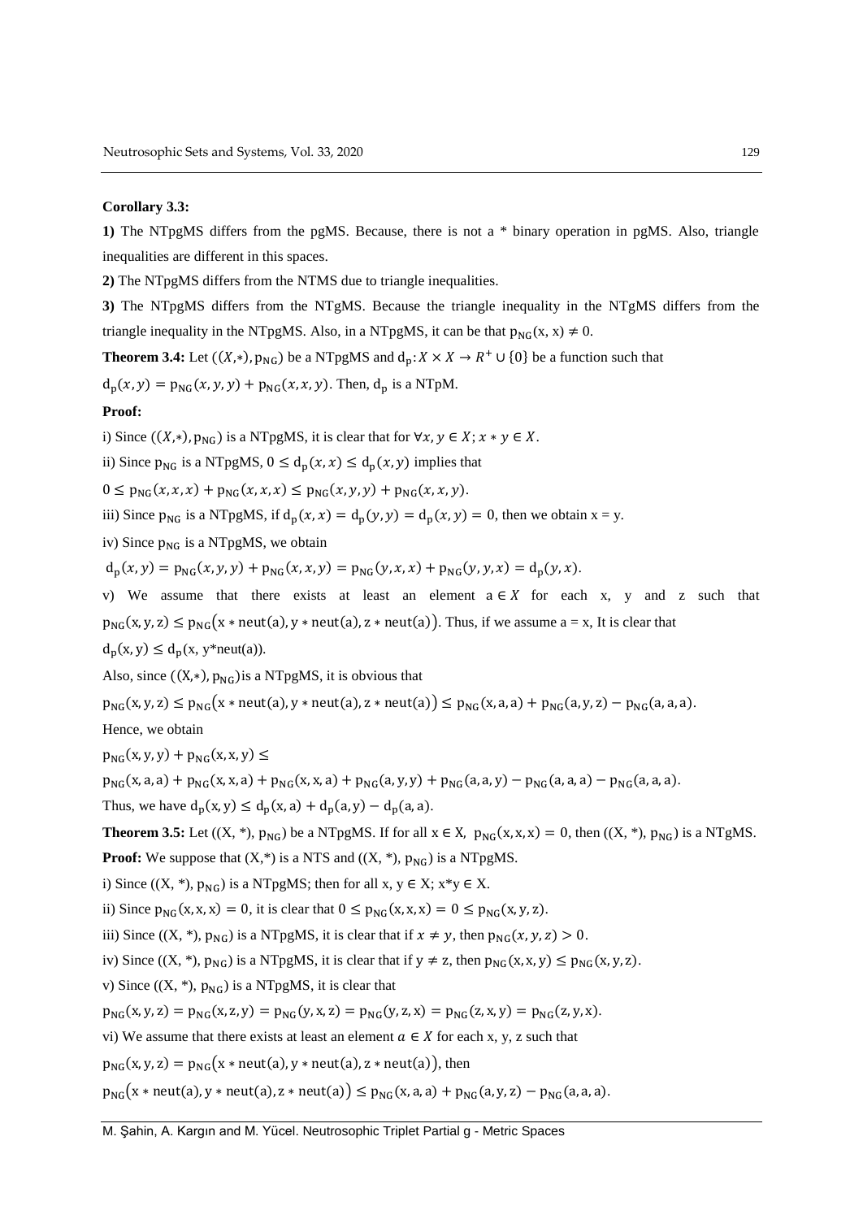**Corollary 3.3:**

**1)** The NTpgMS differs from the pgMS. Because, there is not a * binary operation in pgMS. Also, triangle inequalities are different in this spaces.

**2)** The NTpgMS differs from the NTMS due to triangle inequalities.

**3)** The NTpgMS differs from the NTgMS. Because the triangle inequality in the NTgMS differs from the triangle inequality in the NTpgMS. Also, in a NTpgMS, it can be that $p_{NG}(x, x) \neq 0$.

**Theorem 3.4:** Let $((X,*), p_{NG})$ be a NTpgMS and $d_p: X \times X \rightarrow R^+ \cup \{0\}$ be a function such that $d_p(x,y) = p_{NG}(x,y,y) + p_{NG}(x,x,y)$. Then, $d_p$ is a NTpM.

**Proof:**

i) Since $((X,*), p_{NG})$ is a NTpgMS, it is clear that for $\forall x, y \in X$; $x * y \in X$.

ii) Since $p_{NG}$ is a NTpgMS, $0 \leq d_p(x,x) \leq d_p(x,y)$ implies that

$0 \leq p_{NG}(x,x,x) + p_{NG}(x,x,x) \leq p_{NG}(x,y,y) + p_{NG}(x,x,y)$.

iii) Since $p_{NG}$ is a NTpgMS, if $d_p(x,x) = d_p(y,y) = d_p(x,y) = 0$, then we obtain x = y.

iv) Since $p_{NG}$ is a NTpgMS, we obtain

$d_p(x,y) = p_{NG}(x,y,y) + p_{NG}(x,x,y) = p_{NG}(y,x,x) + p_{NG}(y,y,x) = d_p(y,x)$.

v) We assume that there exists at least an element $a \in X$ for each x, y and z such that $p_{NG}(x,y,z) \leq p_{NG}(x * neut(a), y * neut(a), z * neut(a))$. Thus, if we assume a = x, It is clear that $d_p(x, y) \leq d_p(x, y*neut(a))$.

Also, since $((X,*), p_{NG})$ is a NTpgMS, it is obvious that

$p_{NG}(x,y,z) \leq p_{NG}(x * neut(a), y * neut(a), z * neut(a)) \leq p_{NG}(x,a,a) + p_{NG}(a,y,z) - p_{NG}(a,a,a)$.

Hence, we obtain

$p_{NG}(x,y,y) + p_{NG}(x,x,y) \leq$

$p_{NG}(x,a,a) + p_{NG}(x,x,a) + p_{NG}(a,y,y) + p_{NG}(a,a,y) - p_{NG}(a,a,a) - p_{NG}(a,a,a)$.

Thus, we have $d_p(x,y) \leq d_p(x,a) + d_p(a,y) - d_p(a,a)$.

**Theorem 3.5:** Let $((X, *), p_{NG})$ be a NTpgMS. If for all $x \in X$, $p_{NG}(x,x,x) = 0$, then $((X, *), p_{NG})$ is a NTgMS.

**Proof:** We suppose that $(X,*)$ is a NTS and $((X, *), p_{NG})$ is a NTpgMS.

i) Since $((X, *), p_{NG})$ is a NTpgMS; then for all x, y $\in$ X; x*y $\in$ X.

ii) Since $p_{NG}(x,x,x) = 0$, it is clear that $0 \leq p_{NG}(x,x,x) = 0 \leq p_{NG}(x,y,z)$.

iii) Since $((X, *), p_{NG})$ is a NTpgMS, it is clear that if $x \neq y$, then $p_{NG}(x,y,z) > 0$.

iv) Since $((X, *), p_{NG})$ is a NTpgMS, it is clear that if $y \neq z$, then $p_{NG}(x,x,y) \leq p_{NG}(x,y,z)$.

v) Since $((X, *), p_{NG})$ is a NTpgMS, it is clear that

$p_{NG}(x,y,z) = p_{NG}(x,z,y) = p_{NG}(y,x,z) = p_{NG}(y,z,x) = p_{NG}(z,x,y) = p_{NG}(z,y,x)$.

vi) We assume that there exists at least an element $a \in X$ for each x, y, z such that

$p_{NG}(x,y,z) = p_{NG}(x * neut(a), y * neut(a), z * neut(a))$, then

$p_{NG}(x * neut(a), y * neut(a), z * neut(a)) \leq p_{NG}(x,a,a) + p_{NG}(a,y,z) - p_{NG}(a,a,a)$.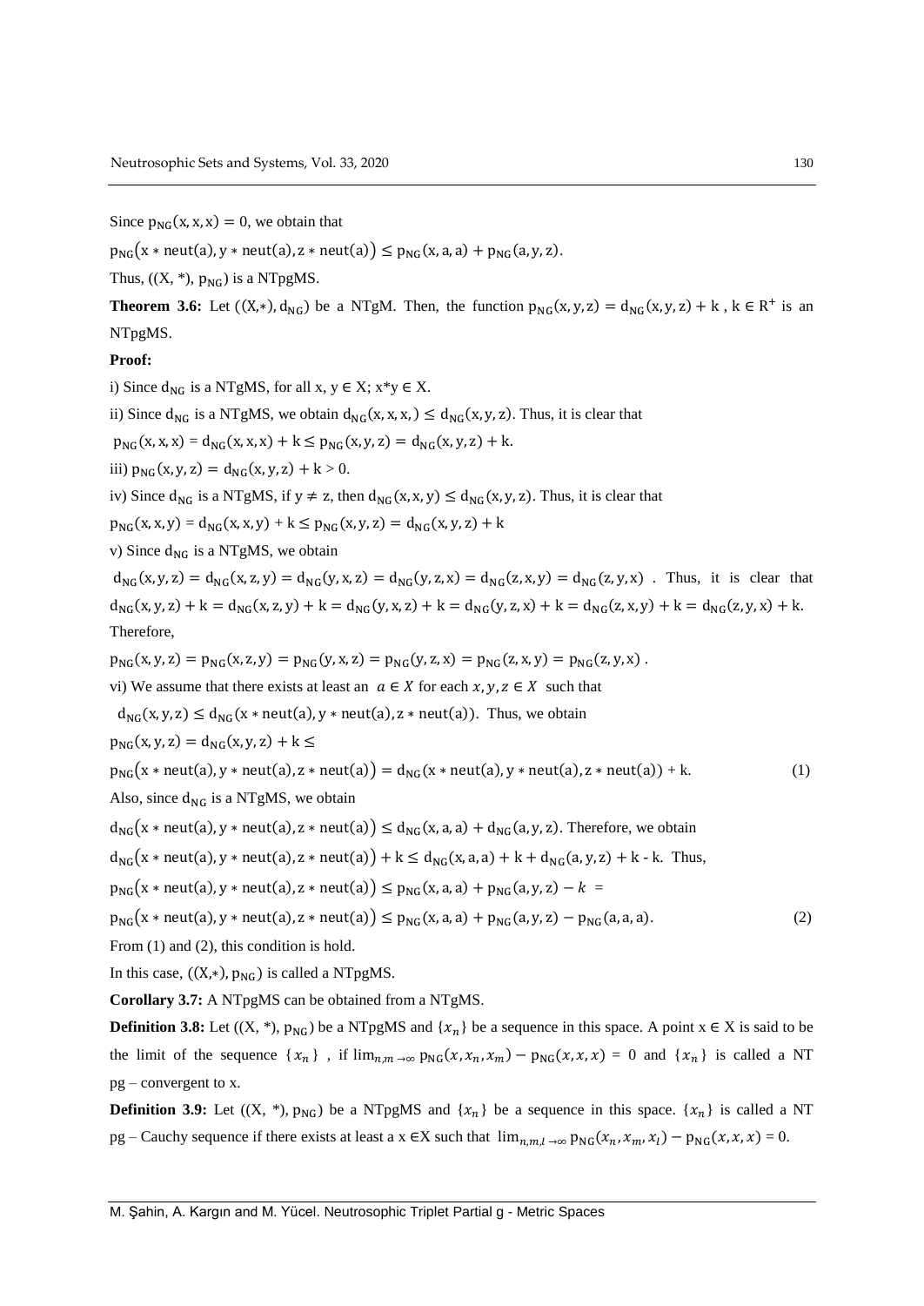Since $p_{NG}(x, x, x) = 0$, we obtain that

$p_{NG}(x * neut(a), y * neut(a), z * neut(a)) \leq p_{NG}(x, a, a) + p_{NG}(a, y, z)$.

Thus, $((X, *), p_{NG})$ is a NTpgMS.

**Theorem 3.6:** Let $((X,*), d_{NG})$ be a NTgM. Then, the function $p_{NG}(x, y, z) = d_{NG}(x, y, z) + k$ , $k \in R^+$ is an NTpgMS.

**Proof:**

i) Since $d_{NG}$ is a NTgMS, for all x, y ∈ X; x*y ∈ X.

ii) Since $d_{NG}$ is a NTgMS, we obtain $d_{NG}(x, x, x,) \leq d_{NG}(x, y, z)$. Thus, it is clear that

$p_{NG}(x, x, x) = d_{NG}(x, x, x) + k \leq p_{NG}(x, y, z) = d_{NG}(x, y, z) + k$.

iii) $p_{NG}(x, y, z) = d_{NG}(x, y, z) + k > 0$.

iv) Since $d_{NG}$ is a NTgMS, if $y \neq z$, then $d_{NG}(x, x, y) \leq d_{NG}(x, y, z)$. Thus, it is clear that

$p_{NG}(x, x, y) = d_{NG}(x, x, y) + k \leq p_{NG}(x, y, z) = d_{NG}(x, y, z) + k$

v) Since $d_{NG}$ is a NTgMS, we obtain

$d_{NG}(x, y, z) = d_{NG}(x, z, y) = d_{NG}(y, x, z) = d_{NG}(y, z, x) = d_{NG}(z, x, y) = d_{NG}(z, y, x)$ . Thus, it is clear that $d_{NG}(x, y, z) + k = d_{NG}(x, z, y) + k = d_{NG}(y, x, z) + k = d_{NG}(y, z, x) + k = d_{NG}(z, x, y) + k = d_{NG}(z, y, x) + k$. Therefore,

$p_{NG}(x, y, z) = p_{NG}(x, z, y) = p_{NG}(y, x, z) = p_{NG}(y, z, x) = p_{NG}(z, x, y) = p_{NG}(z, y, x)$ .

vi) We assume that there exists at least an $a \in X$ for each $x, y, z \in X$ such that

$d_{NG}(x, y, z) \leq d_{NG}(x * neut(a), y * neut(a), z * neut(a))$. Thus, we obtain

$p_{NG}(x, y, z) = d_{NG}(x, y, z) + k \leq$

$$p_{NG}(x * neut(a), y * neut(a), z * neut(a)) = d_{NG}(x * neut(a), y * neut(a), z * neut(a)) + k. \tag{1}$$

Also, since $d_{NG}$ is a NTgMS, we obtain

$d_{NG}(x * neut(a), y * neut(a), z * neut(a)) \leq d_{NG}(x, a, a) + d_{NG}(a, y, z)$. Therefore, we obtain

$d_{NG}(x * neut(a), y * neut(a), z * neut(a)) + k \leq d_{NG}(x, a, a) + k + d_{NG}(a, y, z) + k - k$. Thus,

$p_{NG}(x * neut(a), y * neut(a), z * neut(a)) \leq p_{NG}(x, a, a) + p_{NG}(a, y, z) - k =$

$$p_{NG}(x * neut(a), y * neut(a), z * neut(a)) \leq p_{NG}(x, a, a) + p_{NG}(a, y, z) - p_{NG}(a, a, a). \tag{2}$$

From (1) and (2), this condition is hold.

In this case, $((X,*), p_{NG})$ is called a NTpgMS.

**Corollary 3.7:** A NTpgMS can be obtained from a NTgMS.

**Definition 3.8:** Let $((X, *), p_{NG})$ be a NTpgMS and $\{x_n\}$ be a sequence in this space. A point $x \in X$ is said to be the limit of the sequence $\{x_n\}$ , if $\lim_{n,m \to \infty} p_{NG}(x, x_n, x_m) - p_{NG}(x, x, x) = 0$ and $\{x_n\}$ is called a NT pg – convergent to x.

**Definition 3.9:** Let $((X, *), p_{NG})$ be a NTpgMS and $\{x_n\}$ be a sequence in this space. $\{x_n\}$ is called a NT pg – Cauchy sequence if there exists at least a $x \in X$ such that $\lim_{n,m,l \to \infty} p_{NG}(x_n, x_m, x_l) - p_{NG}(x, x, x) = 0$.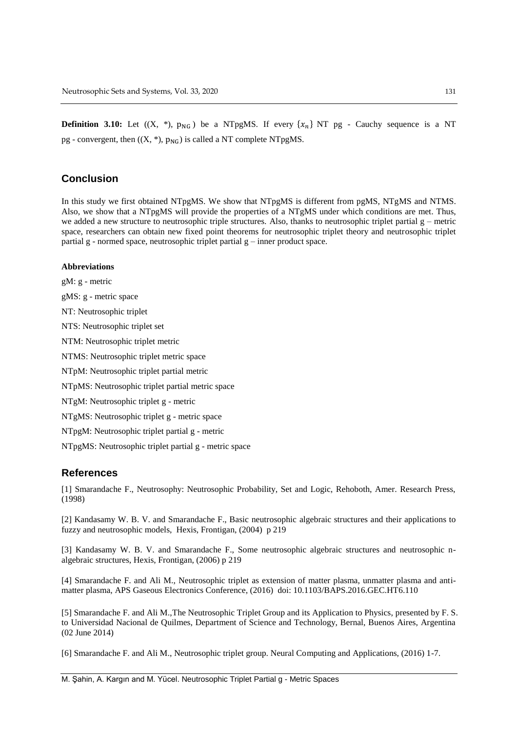**Definition 3.10:** Let ((X, *), $p_{NG}$) be a NTpgMS. If every $\{x_n\}$ NT pg - Cauchy sequence is a NT pg - convergent, then ((X, *), $p_{NG}$) is called a NT complete NTpgMS.

## Conclusion

In this study we first obtained NTpgMS. We show that NTpgMS is different from pgMS, NTgMS and NTMS. Also, we show that a NTpgMS will provide the properties of a NTgMS under which conditions are met. Thus, we added a new structure to neutrosophic triple structures. Also, thanks to neutrosophic triplet partial g – metric space, researchers can obtain new fixed point theorems for neutrosophic triplet theory and neutrosophic triplet partial g - normed space, neutrosophic triplet partial g – inner product space.

**Abbreviations**

gM: g - metric

gMS: g - metric space

NT: Neutrosophic triplet

NTS: Neutrosophic triplet set

NTM: Neutrosophic triplet metric

NTMS: Neutrosophic triplet metric space

NTpM: Neutrosophic triplet partial metric

NTpMS: Neutrosophic triplet partial metric space

NTgM: Neutrosophic triplet g - metric

NTgMS: Neutrosophic triplet g - metric space

NTpgM: Neutrosophic triplet partial g - metric

NTpgMS: Neutrosophic triplet partial g - metric space

## References

[1] Smarandache F., Neutrosophy: Neutrosophic Probability, Set and Logic, Rehoboth, Amer. Research Press, (1998)

[2] Kandasamy W. B. V. and Smarandache F., Basic neutrosophic algebraic structures and their applications to fuzzy and neutrosophic models, Hexis, Frontigan, (2004) p 219

[3] Kandasamy W. B. V. and Smarandache F., Some neutrosophic algebraic structures and neutrosophic n-algebraic structures, Hexis, Frontigan, (2006) p 219

[4] Smarandache F. and Ali M., Neutrosophic triplet as extension of matter plasma, unmatter plasma and antimatter plasma, APS Gaseous Electronics Conference, (2016) doi: 10.1103/BAPS.2016.GEC.HT6.110

[5] Smarandache F. and Ali M.,The Neutrosophic Triplet Group and its Application to Physics, presented by F. S. to Universidad Nacional de Quilmes, Department of Science and Technology, Bernal, Buenos Aires, Argentina (02 June 2014)

[6] Smarandache F. and Ali M., Neutrosophic triplet group. Neural Computing and Applications, (2016) 1-7.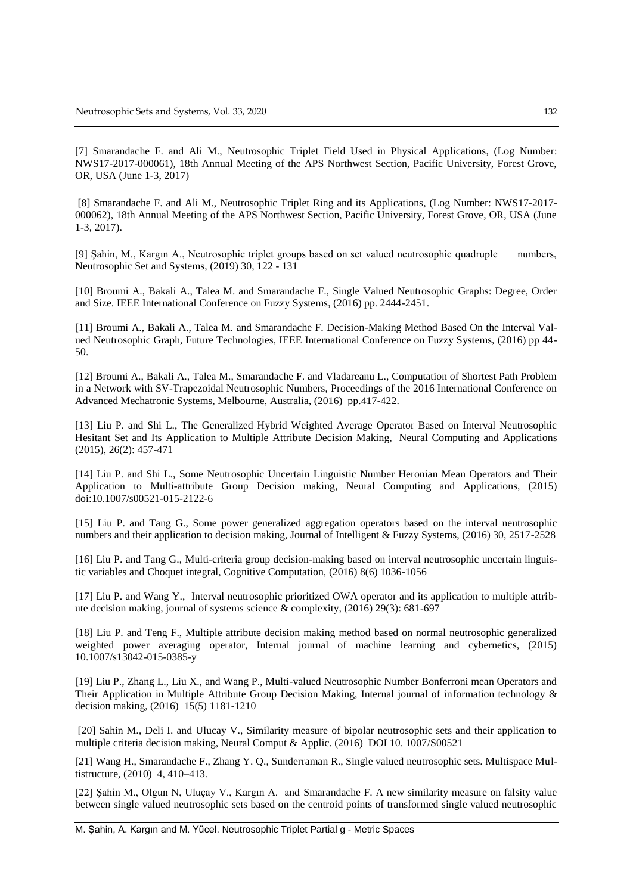[7] Smarandache F. and Ali M., Neutrosophic Triplet Field Used in Physical Applications, (Log Number: NWS17-2017-000061), 18th Annual Meeting of the APS Northwest Section, Pacific University, Forest Grove, OR, USA (June 1-3, 2017)

[8] Smarandache F. and Ali M., Neutrosophic Triplet Ring and its Applications, (Log Number: NWS17-2017-000062), 18th Annual Meeting of the APS Northwest Section, Pacific University, Forest Grove, OR, USA (June 1-3, 2017).

[9] Şahin, M., Kargın A., Neutrosophic triplet groups based on set valued neutrosophic quadruple numbers, Neutrosophic Set and Systems, (2019) 30, 122 - 131

[10] Broumi A., Bakali A., Talea M. and Smarandache F., Single Valued Neutrosophic Graphs: Degree, Order and Size. IEEE International Conference on Fuzzy Systems, (2016) pp. 2444-2451.

[11] Broumi A., Bakali A., Talea M. and Smarandache F. Decision-Making Method Based On the Interval Valued Neutrosophic Graph, Future Technologies, IEEE International Conference on Fuzzy Systems, (2016) pp 44-50.

[12] Broumi A., Bakali A., Talea M., Smarandache F. and Vladareanu L., Computation of Shortest Path Problem in a Network with SV-Trapezoidal Neutrosophic Numbers, Proceedings of the 2016 International Conference on Advanced Mechatronic Systems, Melbourne, Australia, (2016) pp.417-422.

[13] Liu P. and Shi L., The Generalized Hybrid Weighted Average Operator Based on Interval Neutrosophic Hesitant Set and Its Application to Multiple Attribute Decision Making, Neural Computing and Applications (2015), 26(2): 457-471

[14] Liu P. and Shi L., Some Neutrosophic Uncertain Linguistic Number Heronian Mean Operators and Their Application to Multi-attribute Group Decision making, Neural Computing and Applications, (2015) doi:10.1007/s00521-015-2122-6

[15] Liu P. and Tang G., Some power generalized aggregation operators based on the interval neutrosophic numbers and their application to decision making, Journal of Intelligent & Fuzzy Systems, (2016) 30, 2517-2528

[16] Liu P. and Tang G., Multi-criteria group decision-making based on interval neutrosophic uncertain linguistic variables and Choquet integral, Cognitive Computation, (2016) 8(6) 1036-1056

[17] Liu P. and Wang Y., Interval neutrosophic prioritized OWA operator and its application to multiple attribute decision making, journal of systems science & complexity, (2016) 29(3): 681-697

[18] Liu P. and Teng F., Multiple attribute decision making method based on normal neutrosophic generalized weighted power averaging operator, Internal journal of machine learning and cybernetics, (2015) 10.1007/s13042-015-0385-y

[19] Liu P., Zhang L., Liu X., and Wang P., Multi-valued Neutrosophic Number Bonferroni mean Operators and Their Application in Multiple Attribute Group Decision Making, Internal journal of information technology & decision making, (2016) 15(5) 1181-1210

[20] Sahin M., Deli I. and Ulucay V., Similarity measure of bipolar neutrosophic sets and their application to multiple criteria decision making, Neural Comput & Applic. (2016) DOI 10. 1007/S00521

[21] Wang H., Smarandache F., Zhang Y. Q., Sunderraman R., Single valued neutrosophic sets. Multispace Multistructure, (2010) 4, 410–413.

[22] Şahin M., Olgun N, Uluçay V., Kargın A. and Smarandache F. A new similarity measure on falsity value between single valued neutrosophic sets based on the centroid points of transformed single valued neutrosophic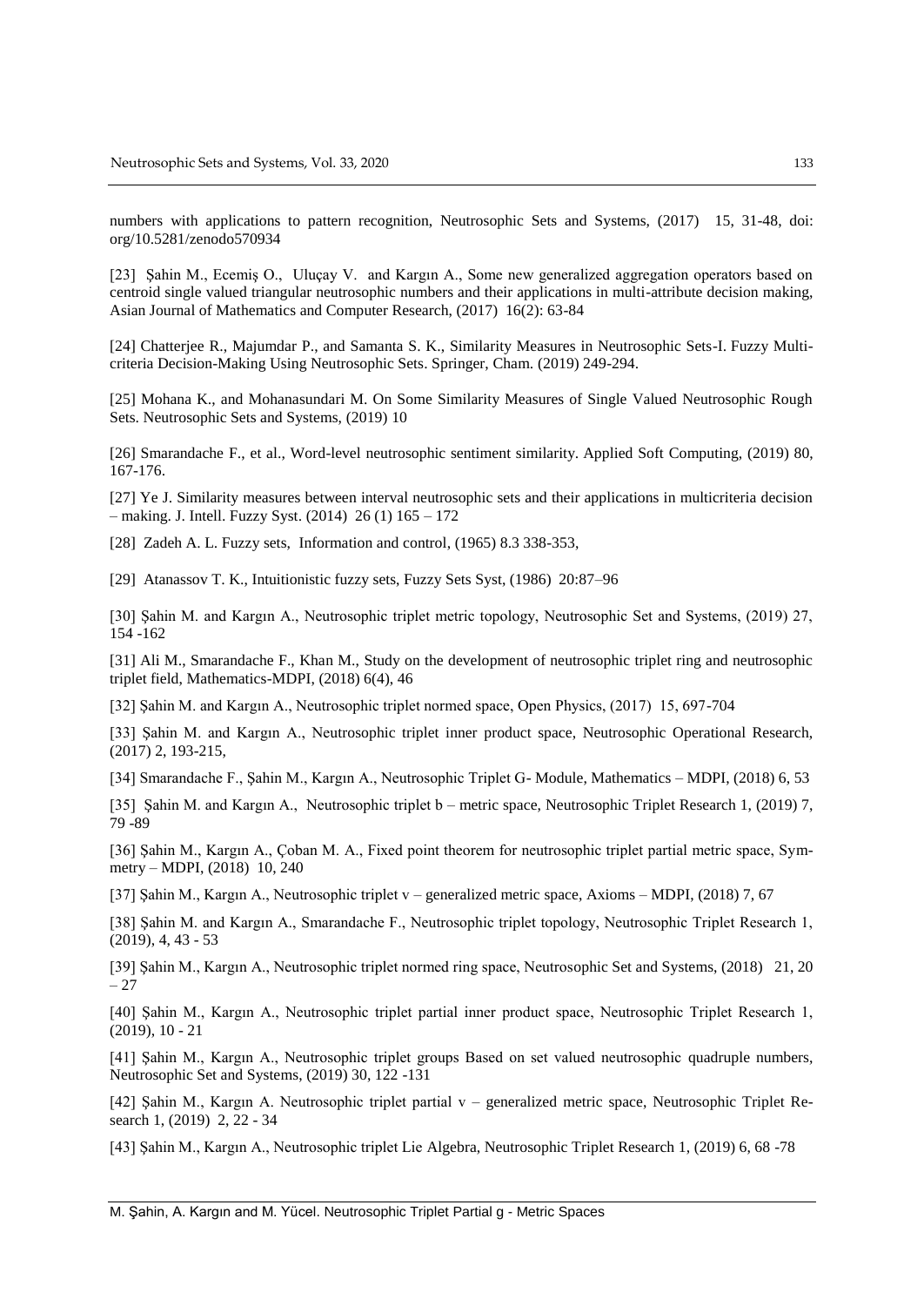numbers with applications to pattern recognition, Neutrosophic Sets and Systems, (2017) 15, 31-48, doi: org/10.5281/zenodo570934

[23] Şahin M., Ecemiş O., Uluçay V. and Kargın A., Some new generalized aggregation operators based on centroid single valued triangular neutrosophic numbers and their applications in multi-attribute decision making, Asian Journal of Mathematics and Computer Research, (2017) 16(2): 63-84

[24] Chatterjee R., Majumdar P., and Samanta S. K., Similarity Measures in Neutrosophic Sets-I. Fuzzy Multi-criteria Decision-Making Using Neutrosophic Sets. Springer, Cham. (2019) 249-294.

[25] Mohana K., and Mohanasundari M. On Some Similarity Measures of Single Valued Neutrosophic Rough Sets. Neutrosophic Sets and Systems, (2019) 10

[26] Smarandache F., et al., Word-level neutrosophic sentiment similarity. Applied Soft Computing, (2019) 80, 167-176.

[27] Ye J. Similarity measures between interval neutrosophic sets and their applications in multicriteria decision – making. J. Intell. Fuzzy Syst. (2014) 26 (1) 165 – 172

[28] Zadeh A. L. Fuzzy sets, Information and control, (1965) 8.3 338-353,

[29] Atanassov T. K., Intuitionistic fuzzy sets, Fuzzy Sets Syst, (1986) 20:87–96

[30] Şahin M. and Kargın A., Neutrosophic triplet metric topology, Neutrosophic Set and Systems, (2019) 27, 154 -162

[31] Ali M., Smarandache F., Khan M., Study on the development of neutrosophic triplet ring and neutrosophic triplet field, Mathematics-MDPI, (2018) 6(4), 46

[32] Şahin M. and Kargın A., Neutrosophic triplet normed space, Open Physics, (2017) 15, 697-704

[33] Şahin M. and Kargın A., Neutrosophic triplet inner product space, Neutrosophic Operational Research, (2017) 2, 193-215,

[34] Smarandache F., Şahin M., Kargın A., Neutrosophic Triplet G- Module, Mathematics – MDPI, (2018) 6, 53

[35] Şahin M. and Kargın A., Neutrosophic triplet b – metric space, Neutrosophic Triplet Research 1, (2019) 7, 79 -89

[36] Şahin M., Kargın A., Çoban M. A., Fixed point theorem for neutrosophic triplet partial metric space, Symmetry – MDPI, (2018) 10, 240

[37] Şahin M., Kargın A., Neutrosophic triplet v – generalized metric space, Axioms – MDPI, (2018) 7, 67

[38] Şahin M. and Kargın A., Smarandache F., Neutrosophic triplet topology, Neutrosophic Triplet Research 1, (2019), 4, 43 - 53

[39] Şahin M., Kargın A., Neutrosophic triplet normed ring space, Neutrosophic Set and Systems, (2018) 21, 20 – 27

[40] Şahin M., Kargın A., Neutrosophic triplet partial inner product space, Neutrosophic Triplet Research 1, (2019), 10 - 21

[41] Şahin M., Kargın A., Neutrosophic triplet groups Based on set valued neutrosophic quadruple numbers, Neutrosophic Set and Systems, (2019) 30, 122 -131

[42] Şahin M., Kargın A. Neutrosophic triplet partial v – generalized metric space, Neutrosophic Triplet Research 1, (2019) 2, 22 - 34

[43] Şahin M., Kargın A., Neutrosophic triplet Lie Algebra, Neutrosophic Triplet Research 1, (2019) 6, 68 -78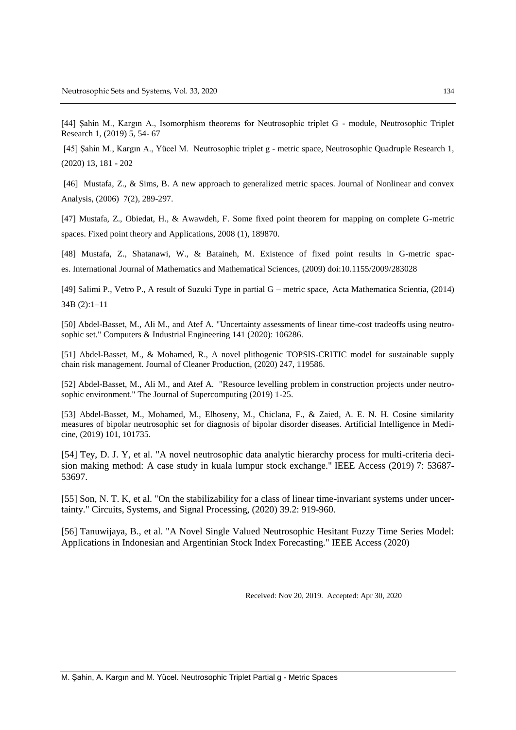[44] Şahin M., Kargın A., Isomorphism theorems for Neutrosophic triplet G - module, Neutrosophic Triplet Research 1, (2019) 5, 54- 67

[45] Şahin M., Kargın A., Yücel M. Neutrosophic triplet g - metric space, Neutrosophic Quadruple Research 1, (2020) 13, 181 - 202

[46] Mustafa, Z., & Sims, B. A new approach to generalized metric spaces. Journal of Nonlinear and convex Analysis, (2006) 7(2), 289-297.

[47] Mustafa, Z., Obiedat, H., & Awawdeh, F. Some fixed point theorem for mapping on complete G-metric spaces. Fixed point theory and Applications, 2008 (1), 189870.

[48] Mustafa, Z., Shatanawi, W., & Bataineh, M. Existence of fixed point results in G-metric spaces. International Journal of Mathematics and Mathematical Sciences, (2009) doi:10.1155/2009/283028

[49] Salimi P., Vetro P., A result of Suzuki Type in partial G – metric space, Acta Mathematica Scientia, (2014) 34B (2):1–11

[50] Abdel-Basset, M., Ali M., and Atef A. "Uncertainty assessments of linear time-cost tradeoffs using neutrosophic set." Computers & Industrial Engineering 141 (2020): 106286.

[51] Abdel-Basset, M., & Mohamed, R., A novel plithogenic TOPSIS-CRITIC model for sustainable supply chain risk management. Journal of Cleaner Production, (2020) 247, 119586.

[52] Abdel-Basset, M., Ali M., and Atef A. "Resource levelling problem in construction projects under neutrosophic environment." The Journal of Supercomputing (2019) 1-25.

[53] Abdel-Basset, M., Mohamed, M., Elhoseny, M., Chiclana, F., & Zaied, A. E. N. H. Cosine similarity measures of bipolar neutrosophic set for diagnosis of bipolar disorder diseases. Artificial Intelligence in Medicine, (2019) 101, 101735.

[54] Tey, D. J. Y, et al. "A novel neutrosophic data analytic hierarchy process for multi-criteria decision making method: A case study in kuala lumpur stock exchange." IEEE Access (2019) 7: 53687-53697.

[55] Son, N. T. K, et al. "On the stabilizability for a class of linear time-invariant systems under uncertainty." Circuits, Systems, and Signal Processing, (2020) 39.2: 919-960.

[56] Tanuwijaya, B., et al. "A Novel Single Valued Neutrosophic Hesitant Fuzzy Time Series Model: Applications in Indonesian and Argentinian Stock Index Forecasting." IEEE Access (2020)

Received: Nov 20, 2019. Accepted: Apr 30, 2020